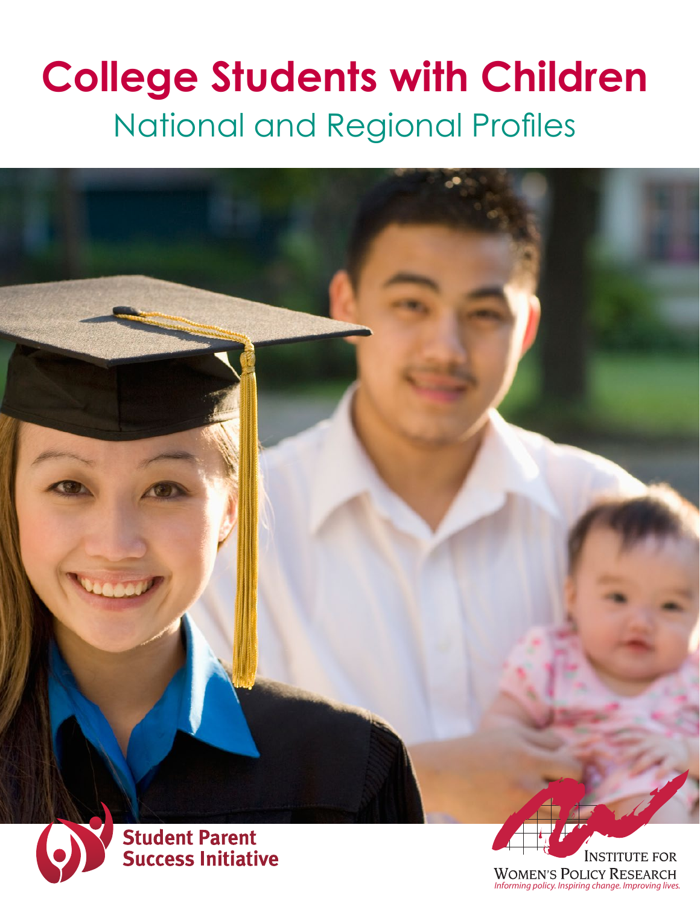# College Students with Children

## National and Regional Profiles

Student Parent Success Initiative

Institute for Women's Policy Research

*Informing policy. Inspiring change. Improving lives.*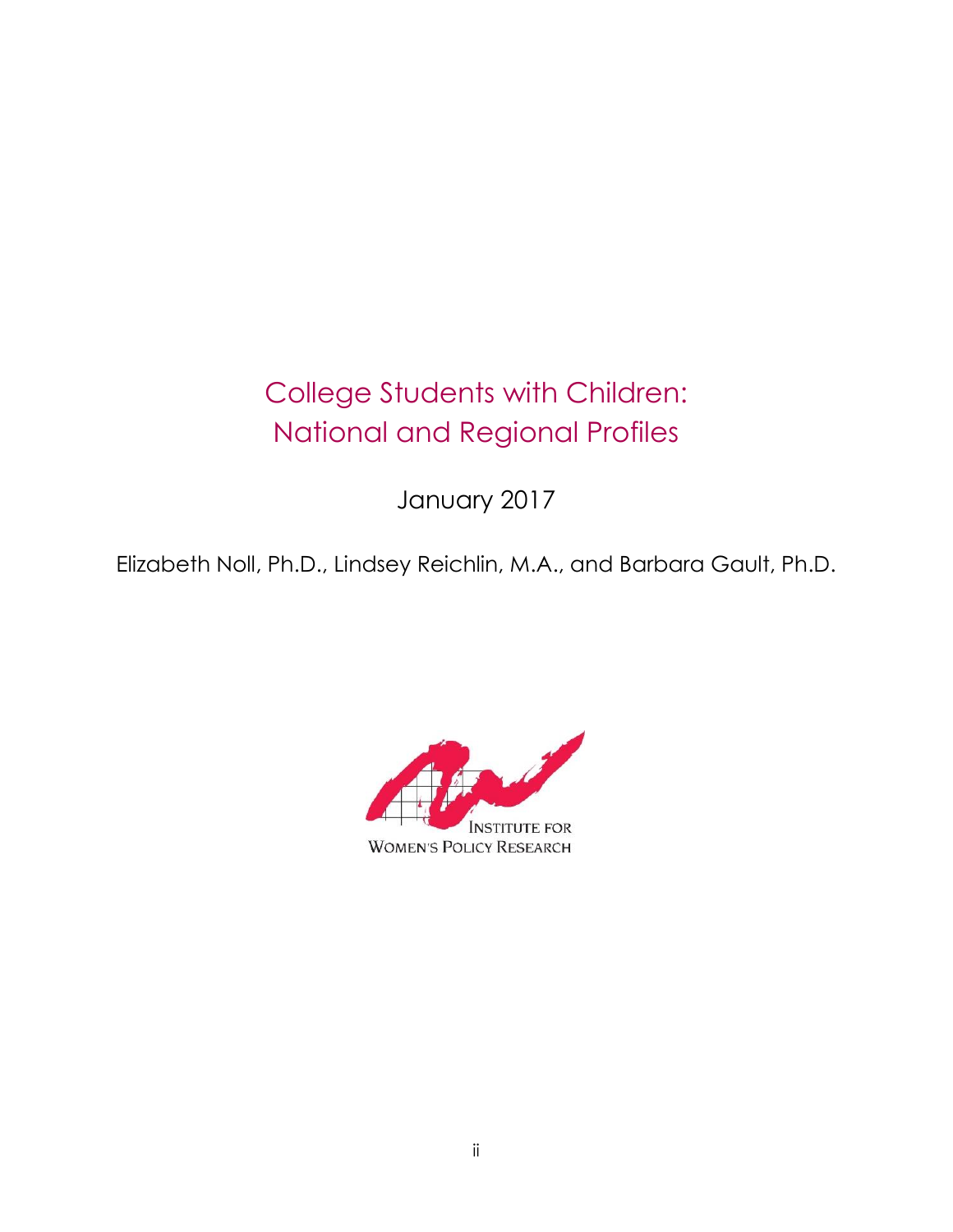# College Students with Children: National and Regional Profiles

January 2017

Elizabeth Noll, Ph.D., Lindsey Reichlin, M.A., and Barbara Gault, Ph.D.

INSTITUTE FOR WOMEN'S POLICY RESEARCH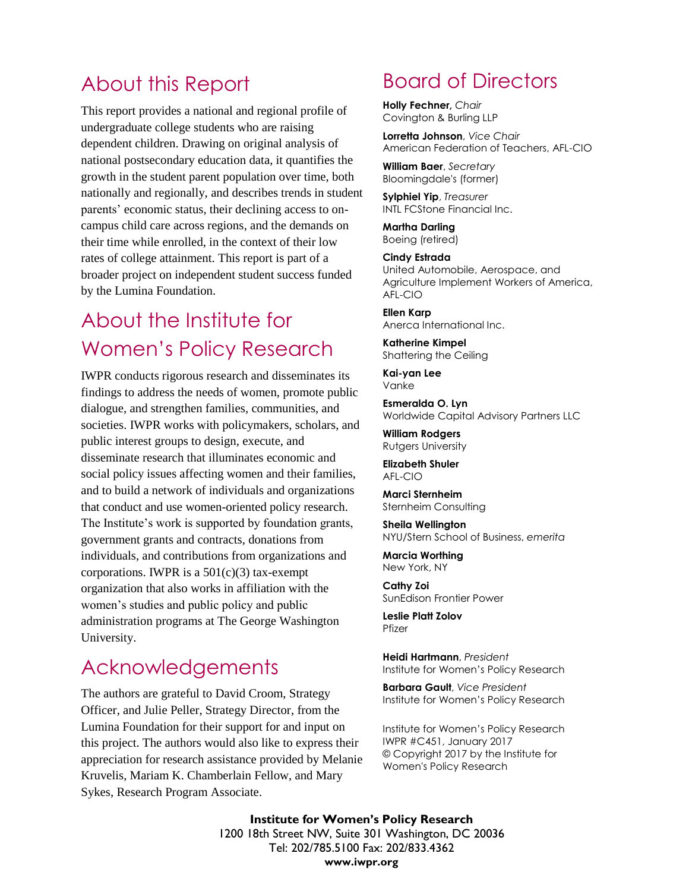## About this Report

This report provides a national and regional profile of undergraduate college students who are raising dependent children. Drawing on original analysis of national postsecondary education data, it quantifies the growth in the student parent population over time, both nationally and regionally, and describes trends in student parents' economic status, their declining access to on-campus child care across regions, and the demands on their time while enrolled, in the context of their low rates of college attainment. This report is part of a broader project on independent student success funded by the Lumina Foundation.

## About the Institute for Women's Policy Research

IWPR conducts rigorous research and disseminates its findings to address the needs of women, promote public dialogue, and strengthen families, communities, and societies. IWPR works with policymakers, scholars, and public interest groups to design, execute, and disseminate research that illuminates economic and social policy issues affecting women and their families, and to build a network of individuals and organizations that conduct and use women-oriented policy research. The Institute's work is supported by foundation grants, government grants and contracts, donations from individuals, and contributions from organizations and corporations. IWPR is a 501(c)(3) tax-exempt organization that also works in affiliation with the women's studies and public policy and public administration programs at The George Washington University.

## Acknowledgements

The authors are grateful to David Croom, Strategy Officer, and Julie Peller, Strategy Director, from the Lumina Foundation for their support for and input on this project. The authors would also like to express their appreciation for research assistance provided by Melanie Kruvelis, Mariam K. Chamberlain Fellow, and Mary Sykes, Research Program Associate.

## Board of Directors

**Holly Fechner,** *Chair*
Covington & Burling LLP

**Lorretta Johnson**, *Vice Chair*
American Federation of Teachers, AFL-CIO

**William Baer**, *Secretary*
Bloomingdale's (former)

**Sylphiel Yip**, *Treasurer*
INTL FCStone Financial Inc.

**Martha Darling**
Boeing (retired)

**Cindy Estrada**
United Automobile, Aerospace, and Agriculture Implement Workers of America, AFL-CIO

**Ellen Karp**
Anerca International Inc.

**Katherine Kimpel**
Shattering the Ceiling

**Kai-yan Lee**
Vanke

**Esmeralda O. Lyn**
Worldwide Capital Advisory Partners LLC

**William Rodgers**
Rutgers University

**Elizabeth Shuler**
AFL-CIO

**Marci Sternheim**
Sternheim Consulting

**Sheila Wellington**
NYU/Stern School of Business, *emerita*

**Marcia Worthing**
New York, NY

**Cathy Zoi**
SunEdison Frontier Power

**Leslie Platt Zolov**
Pfizer

**Heidi Hartmann**, *President*
Institute for Women's Policy Research

**Barbara Gault**, *Vice President*
Institute for Women's Policy Research

Institute for Women's Policy Research
IWPR #C451, January 2017
© Copyright 2017 by the Institute for Women's Policy Research

**Institute for Women's Policy Research**
1200 18th Street NW, Suite 301 Washington, DC 20036
Tel: 202/785.5100 Fax: 202/833.4362
**www.iwpr.org**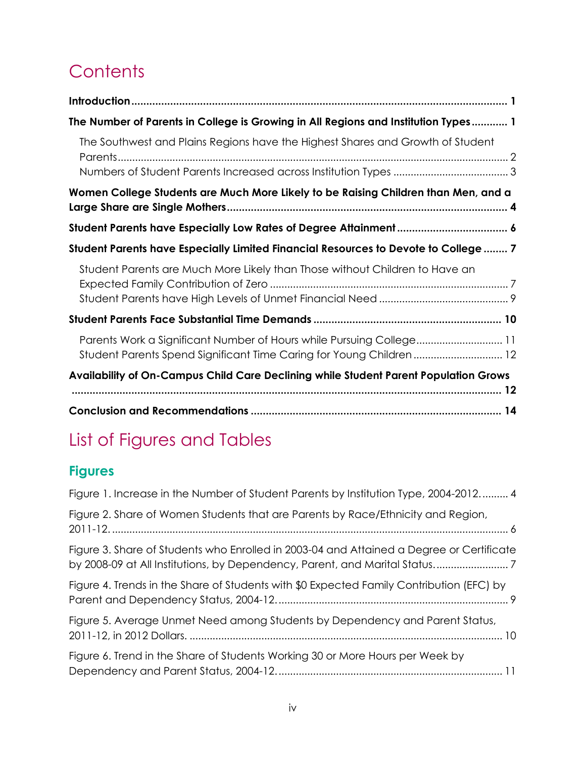# Contents

**Introduction** ........................................................................................................ **1**

**The Number of Parents in College is Growing in All Regions and Institution Types** ............ **1**

The Southwest and Plains Regions have the Highest Shares and Growth of Student Parents ........................................................................................................ 2

Numbers of Student Parents Increased across Institution Types ........................................ 3

**Women College Students are Much More Likely to be Raising Children than Men, and a Large Share are Single Mothers** ........................................................................................ **4**

**Student Parents have Especially Low Rates of Degree Attainment** ..................................... **6**

**Student Parents have Especially Limited Financial Resources to Devote to College** ........ **7**

Student Parents are Much More Likely than Those without Children to Have an Expected Family Contribution of Zero .................................................................................. 7

Student Parents have High Levels of Unmet Financial Need ............................................ 9

**Student Parents Face Substantial Time Demands** ............................................................... **10**

Parents Work a Significant Number of Hours while Pursuing College............................. 11

Student Parents Spend Significant Time Caring for Young Children .............................. 12

**Availability of On-Campus Child Care Declining while Student Parent Population Grows** ........................................................................................................................................ **12**

**Conclusion and Recommendations** .................................................................................. **14**

# List of Figures and Tables

## Figures

Figure 1. Increase in the Number of Student Parents by Institution Type, 2004-2012.......... 4

Figure 2. Share of Women Students that are Parents by Race/Ethnicity and Region, 2011-12. ........................................................................................................................ 6

Figure 3. Share of Students who Enrolled in 2003-04 and Attained a Degree or Certificate by 2008-09 at All Institutions, by Dependency, Parent, and Marital Status......................... 7

Figure 4. Trends in the Share of Students with $0 Expected Family Contribution (EFC) by Parent and Dependency Status, 2004-12............................................................................... 9

Figure 5. Average Unmet Need among Students by Dependency and Parent Status, 2011-12, in 2012 Dollars. ........................................................................................................... 10

Figure 6. Trend in the Share of Students Working 30 or More Hours per Week by Dependency and Parent Status, 2004-12............................................................................. 11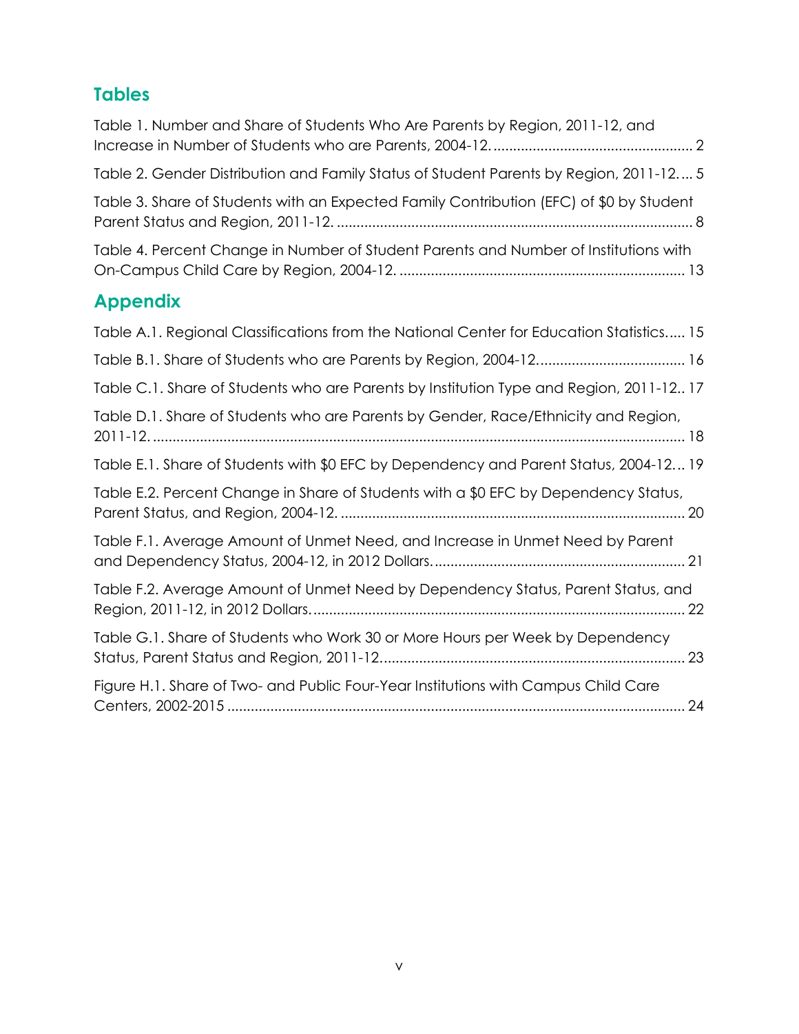## Tables

Table 1. Number and Share of Students Who Are Parents by Region, 2011-12, and Increase in Number of Students who are Parents, 2004-12. .... 2

Table 2. Gender Distribution and Family Status of Student Parents by Region, 2011-12. ... 5

Table 3. Share of Students with an Expected Family Contribution (EFC) of $0 by Student Parent Status and Region, 2011-12. .... 8

Table 4. Percent Change in Number of Student Parents and Number of Institutions with On-Campus Child Care by Region, 2004-12. .... 13

## Appendix

Table A.1. Regional Classifications from the National Center for Education Statistics..... 15

Table B.1. Share of Students who are Parents by Region, 2004-12. .... 16

Table C.1. Share of Students who are Parents by Institution Type and Region, 2011-12.. 17

Table D.1. Share of Students who are Parents by Gender, Race/Ethnicity and Region, 2011-12. .... 18

Table E.1. Share of Students with $0 EFC by Dependency and Parent Status, 2004-12... 19

Table E.2. Percent Change in Share of Students with a $0 EFC by Dependency Status, Parent Status, and Region, 2004-12. .... 20

Table F.1. Average Amount of Unmet Need, and Increase in Unmet Need by Parent and Dependency Status, 2004-12, in 2012 Dollars. .... 21

Table F.2. Average Amount of Unmet Need by Dependency Status, Parent Status, and Region, 2011-12, in 2012 Dollars. .... 22

Table G.1. Share of Students who Work 30 or More Hours per Week by Dependency Status, Parent Status and Region, 2011-12. .... 23

Figure H.1. Share of Two- and Public Four-Year Institutions with Campus Child Care Centers, 2002-2015 .... 24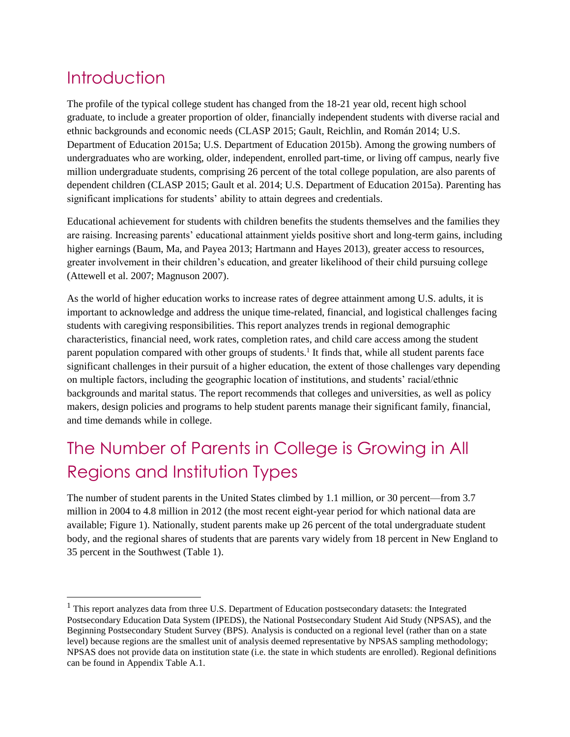## Introduction

The profile of the typical college student has changed from the 18-21 year old, recent high school graduate, to include a greater proportion of older, financially independent students with diverse racial and ethnic backgrounds and economic needs (CLASP 2015; Gault, Reichlin, and Román 2014; U.S. Department of Education 2015a; U.S. Department of Education 2015b). Among the growing numbers of undergraduates who are working, older, independent, enrolled part-time, or living off campus, nearly five million undergraduate students, comprising 26 percent of the total college population, are also parents of dependent children (CLASP 2015; Gault et al. 2014; U.S. Department of Education 2015a). Parenting has significant implications for students' ability to attain degrees and credentials.

Educational achievement for students with children benefits the students themselves and the families they are raising. Increasing parents' educational attainment yields positive short and long-term gains, including higher earnings (Baum, Ma, and Payea 2013; Hartmann and Hayes 2013), greater access to resources, greater involvement in their children's education, and greater likelihood of their child pursuing college (Attewell et al. 2007; Magnuson 2007).

As the world of higher education works to increase rates of degree attainment among U.S. adults, it is important to acknowledge and address the unique time-related, financial, and logistical challenges facing students with caregiving responsibilities. This report analyzes trends in regional demographic characteristics, financial need, work rates, completion rates, and child care access among the student parent population compared with other groups of students.[1] It finds that, while all student parents face significant challenges in their pursuit of a higher education, the extent of those challenges vary depending on multiple factors, including the geographic location of institutions, and students' racial/ethnic backgrounds and marital status. The report recommends that colleges and universities, as well as policy makers, design policies and programs to help student parents manage their significant family, financial, and time demands while in college.

## The Number of Parents in College is Growing in All Regions and Institution Types

The number of student parents in the United States climbed by 1.1 million, or 30 percent—from 3.7 million in 2004 to 4.8 million in 2012 (the most recent eight-year period for which national data are available; Figure 1). Nationally, student parents make up 26 percent of the total undergraduate student body, and the regional shares of students that are parents vary widely from 18 percent in New England to 35 percent in the Southwest (Table 1).

[1] This report analyzes data from three U.S. Department of Education postsecondary datasets: the Integrated Postsecondary Education Data System (IPEDS), the National Postsecondary Student Aid Study (NPSAS), and the Beginning Postsecondary Student Survey (BPS). Analysis is conducted on a regional level (rather than on a state level) because regions are the smallest unit of analysis deemed representative by NPSAS sampling methodology; NPSAS does not provide data on institution state (i.e. the state in which students are enrolled). Regional definitions can be found in Appendix Table A.1.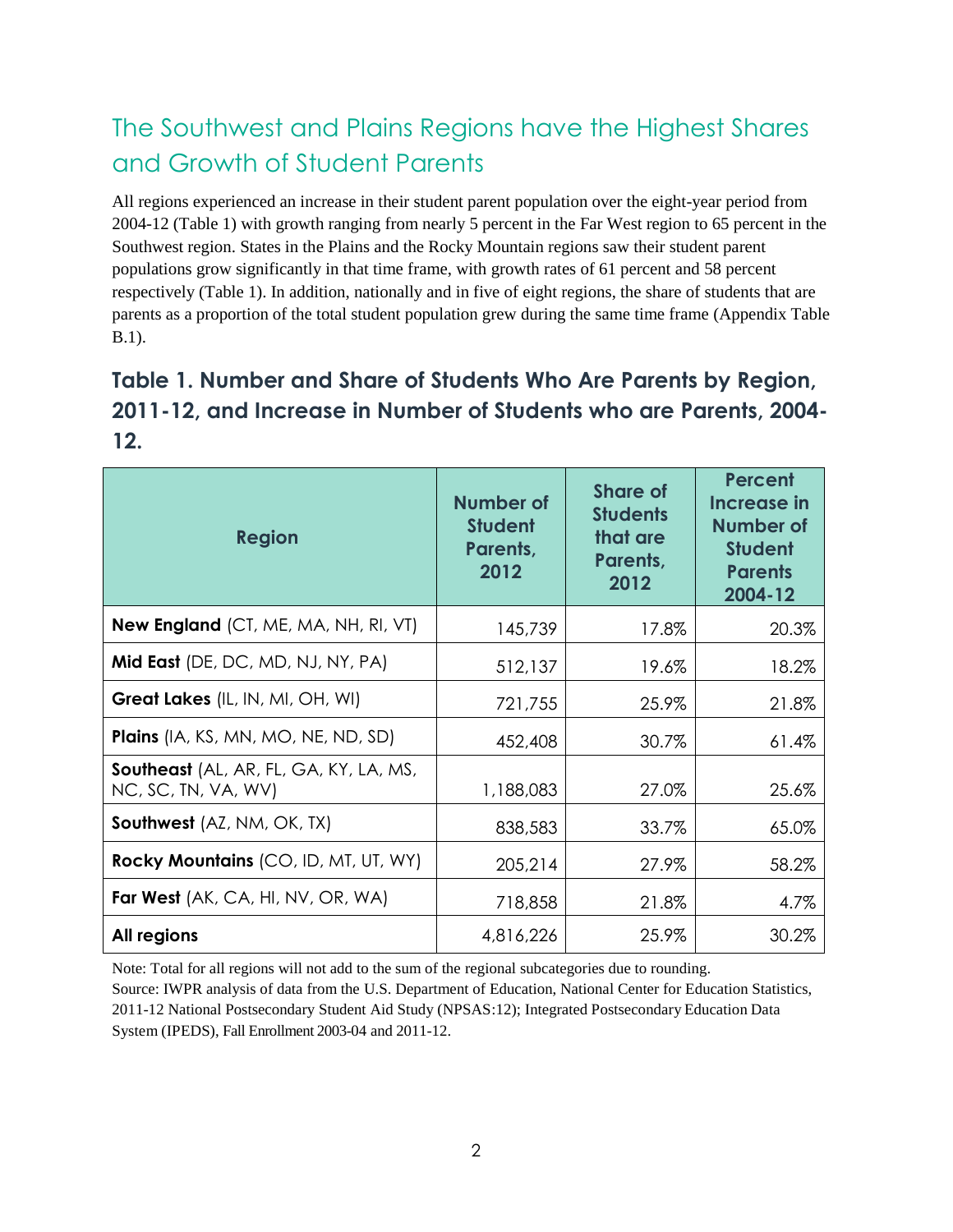## The Southwest and Plains Regions have the Highest Shares and Growth of Student Parents

All regions experienced an increase in their student parent population over the eight-year period from 2004-12 (Table 1) with growth ranging from nearly 5 percent in the Far West region to 65 percent in the Southwest region. States in the Plains and the Rocky Mountain regions saw their student parent populations grow significantly in that time frame, with growth rates of 61 percent and 58 percent respectively (Table 1). In addition, nationally and in five of eight regions, the share of students that are parents as a proportion of the total student population grew during the same time frame (Appendix Table B.1).

### Table 1. Number and Share of Students Who Are Parents by Region, 2011-12, and Increase in Number of Students who are Parents, 2004-12.

| Region | Number of Student Parents, 2012 | Share of Students that are Parents, 2012 | Percent Increase in Number of Student Parents 2004-12 |
|---|---|---|---|
| **New England** (CT, ME, MA, NH, RI, VT) | 145,739 | 17.8% | 20.3% |
| **Mid East** (DE, DC, MD, NJ, NY, PA) | 512,137 | 19.6% | 18.2% |
| **Great Lakes** (IL, IN, MI, OH, WI) | 721,755 | 25.9% | 21.8% |
| **Plains** (IA, KS, MN, MO, NE, ND, SD) | 452,408 | 30.7% | 61.4% |
| **Southeast** (AL, AR, FL, GA, KY, LA, MS, NC, SC, TN, VA, WV) | 1,188,083 | 27.0% | 25.6% |
| **Southwest** (AZ, NM, OK, TX) | 838,583 | 33.7% | 65.0% |
| **Rocky Mountains** (CO, ID, MT, UT, WY) | 205,214 | 27.9% | 58.2% |
| **Far West** (AK, CA, HI, NV, OR, WA) | 718,858 | 21.8% | 4.7% |
| **All regions** | 4,816,226 | 25.9% | 30.2% |

Note: Total for all regions will not add to the sum of the regional subcategories due to rounding.
Source: IWPR analysis of data from the U.S. Department of Education, National Center for Education Statistics, 2011-12 National Postsecondary Student Aid Study (NPSAS:12); Integrated Postsecondary Education Data System (IPEDS), Fall Enrollment 2003-04 and 2011-12.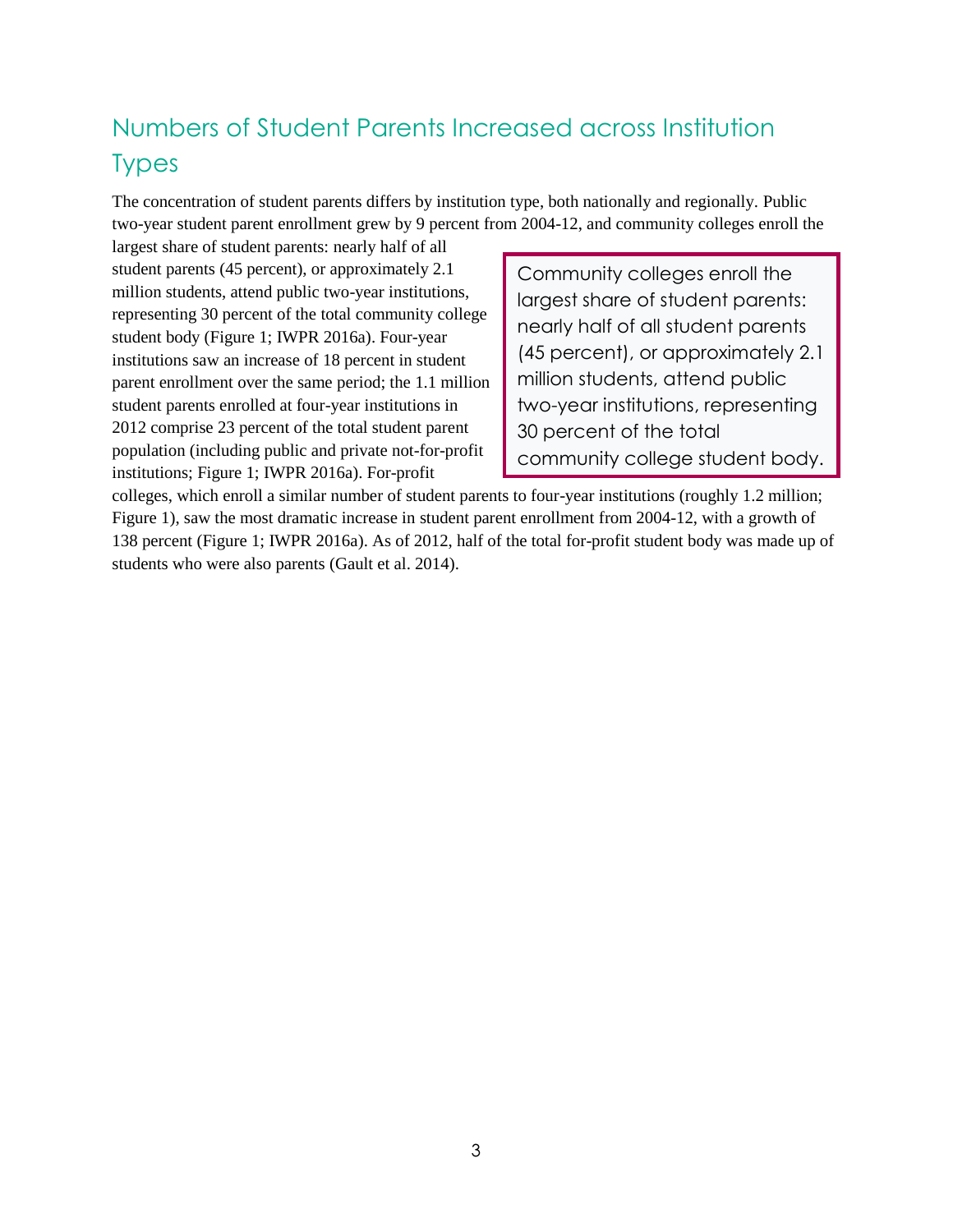## Numbers of Student Parents Increased across Institution Types

The concentration of student parents differs by institution type, both nationally and regionally. Public two-year student parent enrollment grew by 9 percent from 2004-12, and community colleges enroll the largest share of student parents: nearly half of all student parents (45 percent), or approximately 2.1 million students, attend public two-year institutions, representing 30 percent of the total community college student body (Figure 1; IWPR 2016a). Four-year institutions saw an increase of 18 percent in student parent enrollment over the same period; the 1.1 million student parents enrolled at four-year institutions in 2012 comprise 23 percent of the total student parent population (including public and private not-for-profit institutions; Figure 1; IWPR 2016a). For-profit colleges, which enroll a similar number of student parents to four-year institutions (roughly 1.2 million; Figure 1), saw the most dramatic increase in student parent enrollment from 2004-12, with a growth of 138 percent (Figure 1; IWPR 2016a). As of 2012, half of the total for-profit student body was made up of students who were also parents (Gault et al. 2014).

> Community colleges enroll the largest share of student parents: nearly half of all student parents (45 percent), or approximately 2.1 million students, attend public two-year institutions, representing 30 percent of the total community college student body.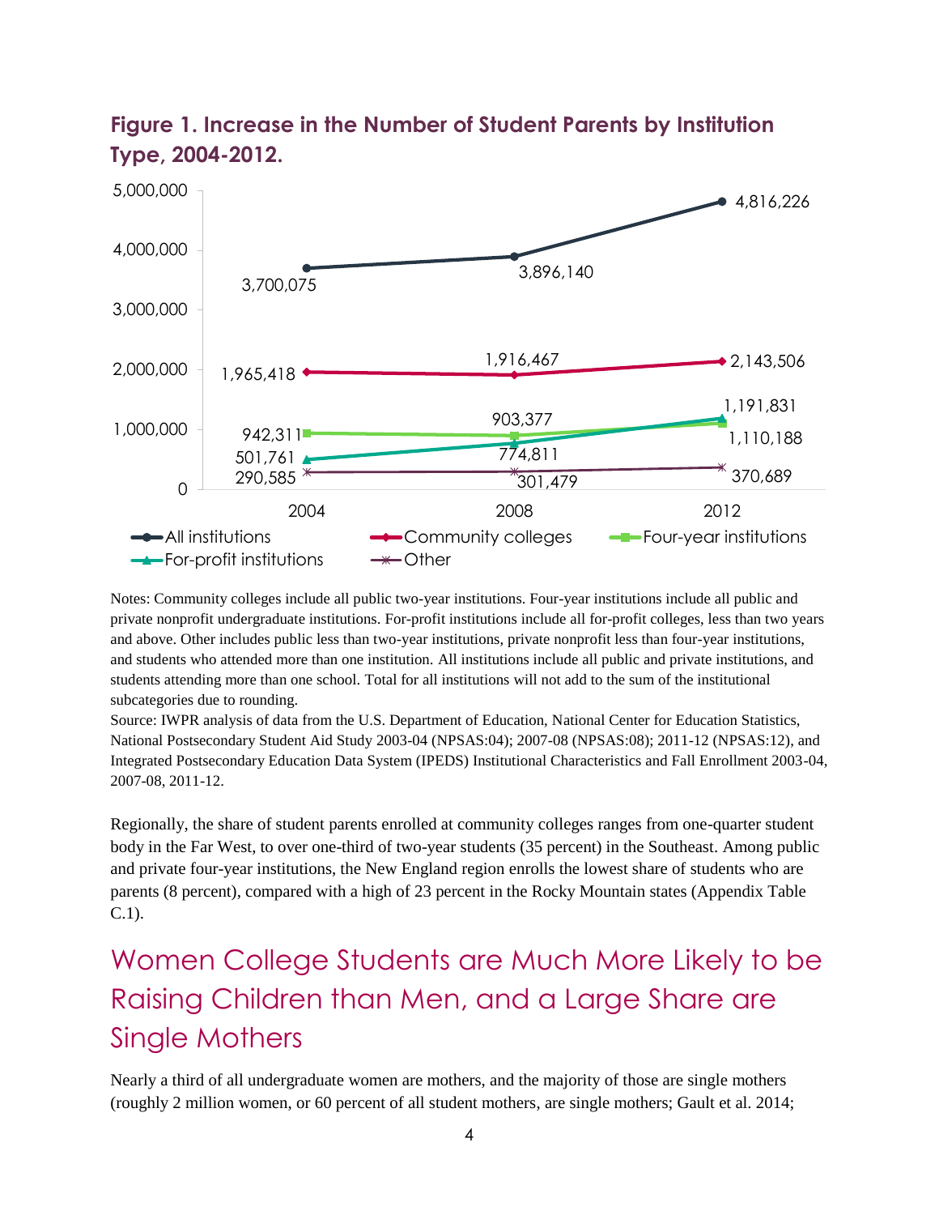**Figure 1. Increase in the Number of Student Parents by Institution Type, 2004-2012.**

| | 2004 | 2008 | 2012 |
|---|---|---|---|
| All institutions | 3,700,075 | 3,896,140 | 4,816,226 |
| Community colleges | 1,965,418 | 1,916,467 | 2,143,506 |
| Four-year institutions | 942,311 | 903,377 | 1,110,188 |
| For-profit institutions | 501,761 | 774,811 | 1,191,831 |
| Other | 290,585 | 301,479 | 370,689 |

Notes: Community colleges include all public two-year institutions. Four-year institutions include all public and private nonprofit undergraduate institutions. For-profit institutions include all for-profit colleges, less than two years and above. Other includes public less than two-year institutions, private nonprofit less than four-year institutions, and students who attended more than one institution. All institutions include all public and private institutions, and students attending more than one school. Total for all institutions will not add to the sum of the institutional subcategories due to rounding.

Source: IWPR analysis of data from the U.S. Department of Education, National Center for Education Statistics, National Postsecondary Student Aid Study 2003-04 (NPSAS:04); 2007-08 (NPSAS:08); 2011-12 (NPSAS:12), and Integrated Postsecondary Education Data System (IPEDS) Institutional Characteristics and Fall Enrollment 2003-04, 2007-08, 2011-12.

Regionally, the share of student parents enrolled at community colleges ranges from one-quarter student body in the Far West, to over one-third of two-year students (35 percent) in the Southeast. Among public and private four-year institutions, the New England region enrolls the lowest share of students who are parents (8 percent), compared with a high of 23 percent in the Rocky Mountain states (Appendix Table C.1).

## Women College Students are Much More Likely to be Raising Children than Men, and a Large Share are Single Mothers

Nearly a third of all undergraduate women are mothers, and the majority of those are single mothers (roughly 2 million women, or 60 percent of all student mothers, are single mothers; Gault et al. 2014;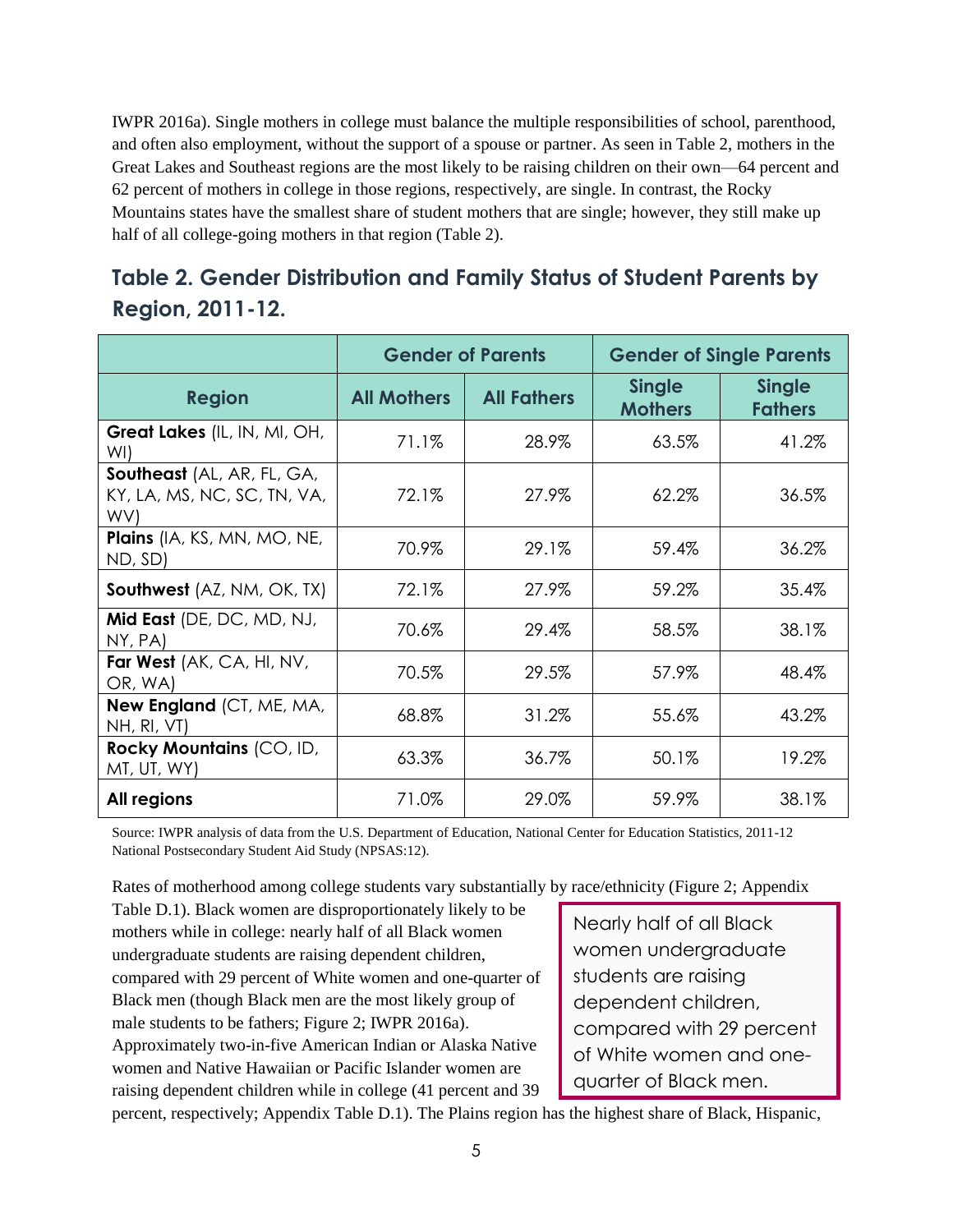IWPR 2016a). Single mothers in college must balance the multiple responsibilities of school, parenthood, and often also employment, without the support of a spouse or partner. As seen in Table 2, mothers in the Great Lakes and Southeast regions are the most likely to be raising children on their own—64 percent and 62 percent of mothers in college in those regions, respectively, are single. In contrast, the Rocky Mountains states have the smallest share of student mothers that are single; however, they still make up half of all college-going mothers in that region (Table 2).

## Table 2. Gender Distribution and Family Status of Student Parents by Region, 2011-12.

| | Gender of Parents | | Gender of Single Parents | |
|---|---|---|---|---|
| **Region** | **All Mothers** | **All Fathers** | **Single Mothers** | **Single Fathers** |
| **Great Lakes** (IL, IN, MI, OH, WI) | 71.1% | 28.9% | 63.5% | 41.2% |
| **Southeast** (AL, AR, FL, GA, KY, LA, MS, NC, SC, TN, VA, WV) | 72.1% | 27.9% | 62.2% | 36.5% |
| **Plains** (IA, KS, MN, MO, NE, ND, SD) | 70.9% | 29.1% | 59.4% | 36.2% |
| **Southwest** (AZ, NM, OK, TX) | 72.1% | 27.9% | 59.2% | 35.4% |
| **Mid East** (DE, DC, MD, NJ, NY, PA) | 70.6% | 29.4% | 58.5% | 38.1% |
| **Far West** (AK, CA, HI, NV, OR, WA) | 70.5% | 29.5% | 57.9% | 48.4% |
| **New England** (CT, ME, MA, NH, RI, VT) | 68.8% | 31.2% | 55.6% | 43.2% |
| **Rocky Mountains** (CO, ID, MT, UT, WY) | 63.3% | 36.7% | 50.1% | 19.2% |
| **All regions** | 71.0% | 29.0% | 59.9% | 38.1% |

Source: IWPR analysis of data from the U.S. Department of Education, National Center for Education Statistics, 2011-12 National Postsecondary Student Aid Study (NPSAS:12).

Rates of motherhood among college students vary substantially by race/ethnicity (Figure 2; Appendix Table D.1). Black women are disproportionately likely to be mothers while in college: nearly half of all Black women undergraduate students are raising dependent children, compared with 29 percent of White women and one-quarter of Black men (though Black men are the most likely group of male students to be fathers; Figure 2; IWPR 2016a). Approximately two-in-five American Indian or Alaska Native women and Native Hawaiian or Pacific Islander women are raising dependent children while in college (41 percent and 39 percent, respectively; Appendix Table D.1). The Plains region has the highest share of Black, Hispanic,

> Nearly half of all Black women undergraduate students are raising dependent children, compared with 29 percent of White women and one-quarter of Black men.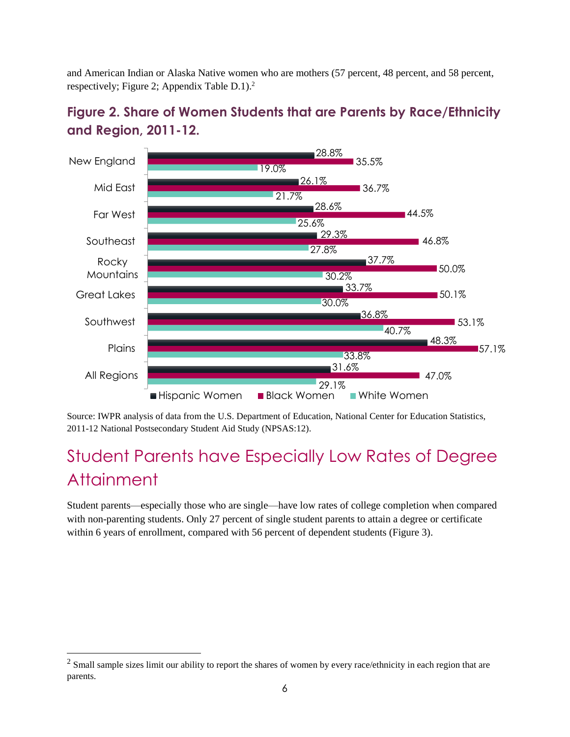and American Indian or Alaska Native women who are mothers (57 percent, 48 percent, and 58 percent, respectively; Figure 2; Appendix Table D.1).[2]

### Figure 2. Share of Women Students that are Parents by Race/Ethnicity and Region, 2011-12.

| Region | Hispanic Women | Black Women | White Women |
|---|---|---|---|
| New England | 28.8% | 35.5% | 19.0% |
| Mid East | 26.1% | 36.7% | 21.7% |
| Far West | 28.6% | 44.5% | 25.6% |
| Southeast | 29.3% | 46.8% | 27.8% |
| Rocky Mountains | 37.7% | 50.0% | 30.2% |
| Great Lakes | 33.7% | 50.1% | 30.0% |
| Southwest | 36.8% | 53.1% | 40.7% |
| Plains | 48.3% | 57.1% | 33.8% |
| All Regions | 31.6% | 47.0% | 29.1% |

Source: IWPR analysis of data from the U.S. Department of Education, National Center for Education Statistics, 2011-12 National Postsecondary Student Aid Study (NPSAS:12).

## Student Parents have Especially Low Rates of Degree Attainment

Student parents—especially those who are single—have low rates of college completion when compared with non-parenting students. Only 27 percent of single student parents to attain a degree or certificate within 6 years of enrollment, compared with 56 percent of dependent students (Figure 3).

[2] Small sample sizes limit our ability to report the shares of women by every race/ethnicity in each region that are parents.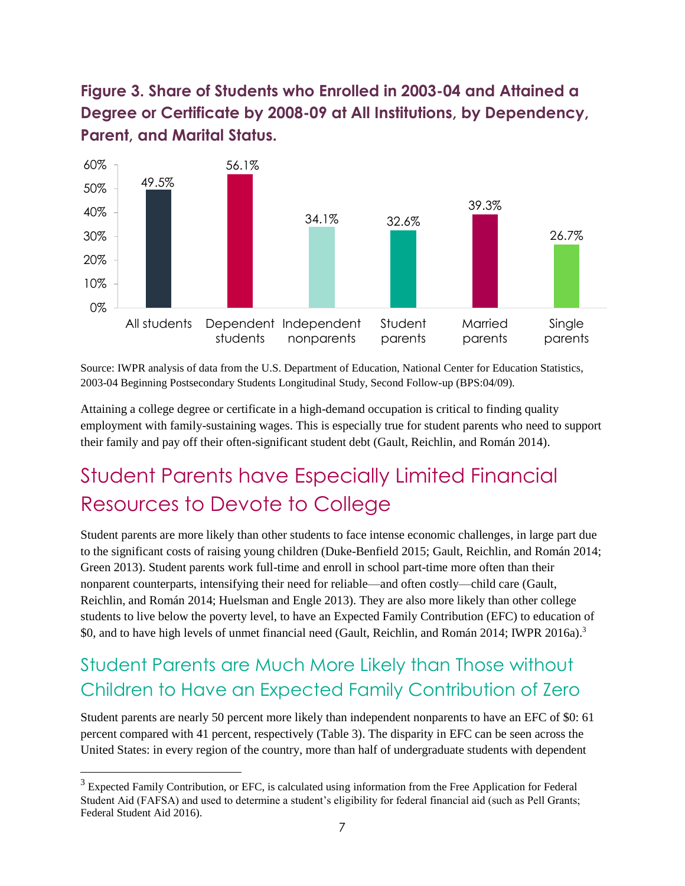**Figure 3. Share of Students who Enrolled in 2003-04 and Attained a Degree or Certificate by 2008-09 at All Institutions, by Dependency, Parent, and Marital Status.**

| Group | Share |
|---|---|
| All students | 49.5% |
| Dependent students | 56.1% |
| Independent nonparents | 34.1% |
| Student parents | 32.6% |
| Married parents | 39.3% |
| Single parents | 26.7% |

Source: IWPR analysis of data from the U.S. Department of Education, National Center for Education Statistics, 2003-04 Beginning Postsecondary Students Longitudinal Study, Second Follow-up (BPS:04/09).

Attaining a college degree or certificate in a high-demand occupation is critical to finding quality employment with family-sustaining wages. This is especially true for student parents who need to support their family and pay off their often-significant student debt (Gault, Reichlin, and Román 2014).

## Student Parents have Especially Limited Financial Resources to Devote to College

Student parents are more likely than other students to face intense economic challenges, in large part due to the significant costs of raising young children (Duke-Benfield 2015; Gault, Reichlin, and Román 2014; Green 2013). Student parents work full-time and enroll in school part-time more often than their nonparent counterparts, intensifying their need for reliable—and often costly—child care (Gault, Reichlin, and Román 2014; Huelsman and Engle 2013). They are also more likely than other college students to live below the poverty level, to have an Expected Family Contribution (EFC) to education of $0, and to have high levels of unmet financial need (Gault, Reichlin, and Román 2014; IWPR 2016a).[3]

### Student Parents are Much More Likely than Those without Children to Have an Expected Family Contribution of Zero

Student parents are nearly 50 percent more likely than independent nonparents to have an EFC of $0: 61 percent compared with 41 percent, respectively (Table 3). The disparity in EFC can be seen across the United States: in every region of the country, more than half of undergraduate students with dependent

[3] Expected Family Contribution, or EFC, is calculated using information from the Free Application for Federal Student Aid (FAFSA) and used to determine a student's eligibility for federal financial aid (such as Pell Grants; Federal Student Aid 2016).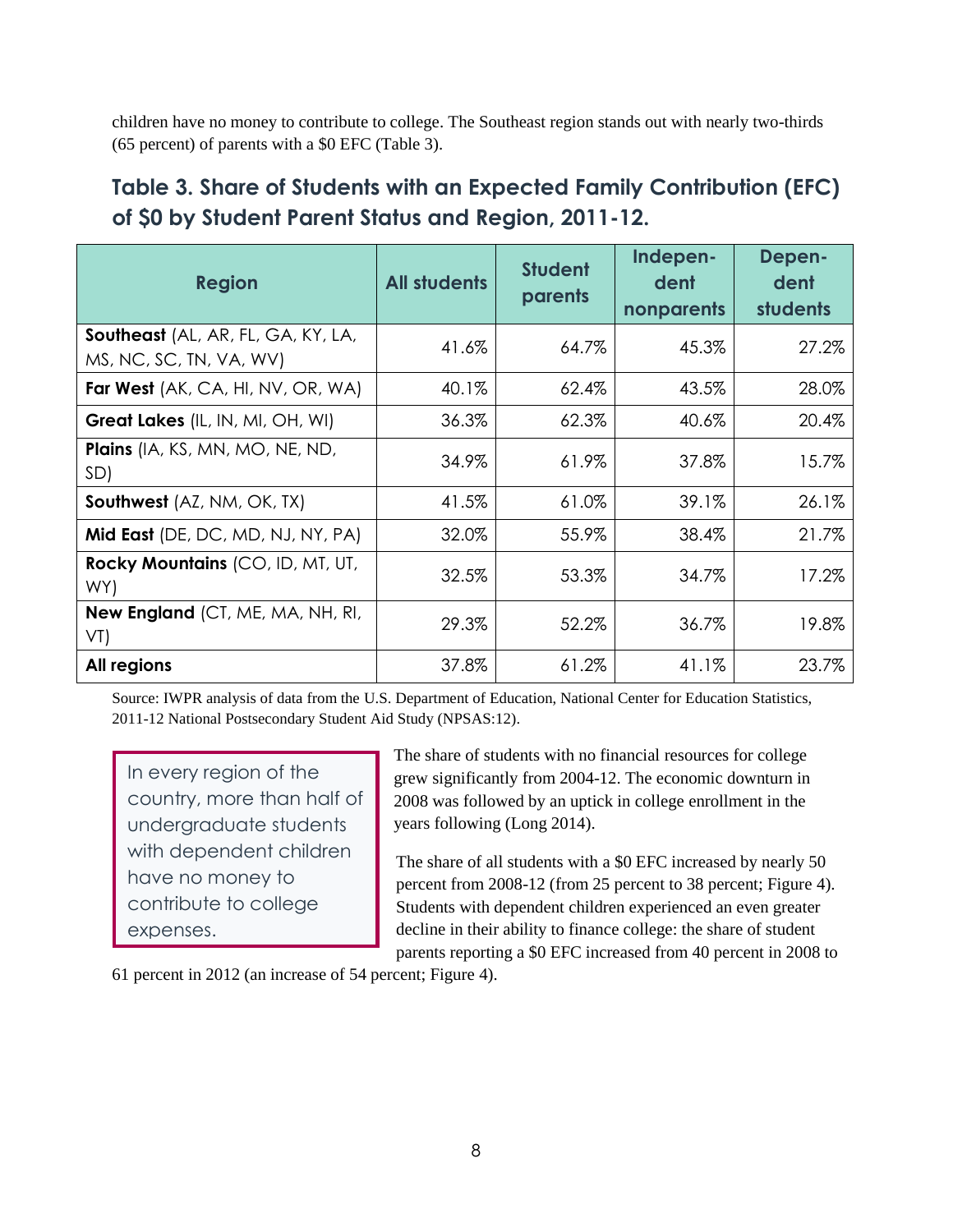children have no money to contribute to college. The Southeast region stands out with nearly two-thirds (65 percent) of parents with a $0 EFC (Table 3).

## Table 3. Share of Students with an Expected Family Contribution (EFC) of $0 by Student Parent Status and Region, 2011-12.

| Region | All students | Student parents | Independent nonparents | Dependent students |
|---|---|---|---|---|
| **Southeast** (AL, AR, FL, GA, KY, LA, MS, NC, SC, TN, VA, WV) | 41.6% | 64.7% | 45.3% | 27.2% |
| **Far West** (AK, CA, HI, NV, OR, WA) | 40.1% | 62.4% | 43.5% | 28.0% |
| **Great Lakes** (IL, IN, MI, OH, WI) | 36.3% | 62.3% | 40.6% | 20.4% |
| **Plains** (IA, KS, MN, MO, NE, ND, SD) | 34.9% | 61.9% | 37.8% | 15.7% |
| **Southwest** (AZ, NM, OK, TX) | 41.5% | 61.0% | 39.1% | 26.1% |
| **Mid East** (DE, DC, MD, NJ, NY, PA) | 32.0% | 55.9% | 38.4% | 21.7% |
| **Rocky Mountains** (CO, ID, MT, UT, WY) | 32.5% | 53.3% | 34.7% | 17.2% |
| **New England** (CT, ME, MA, NH, RI, VT) | 29.3% | 52.2% | 36.7% | 19.8% |
| **All regions** | 37.8% | 61.2% | 41.1% | 23.7% |

Source: IWPR analysis of data from the U.S. Department of Education, National Center for Education Statistics, 2011-12 National Postsecondary Student Aid Study (NPSAS:12).

> In every region of the country, more than half of undergraduate students with dependent children have no money to contribute to college expenses.

The share of students with no financial resources for college grew significantly from 2004-12. The economic downturn in 2008 was followed by an uptick in college enrollment in the years following (Long 2014).

The share of all students with a $0 EFC increased by nearly 50 percent from 2008-12 (from 25 percent to 38 percent; Figure 4). Students with dependent children experienced an even greater decline in their ability to finance college: the share of student parents reporting a $0 EFC increased from 40 percent in 2008 to 61 percent in 2012 (an increase of 54 percent; Figure 4).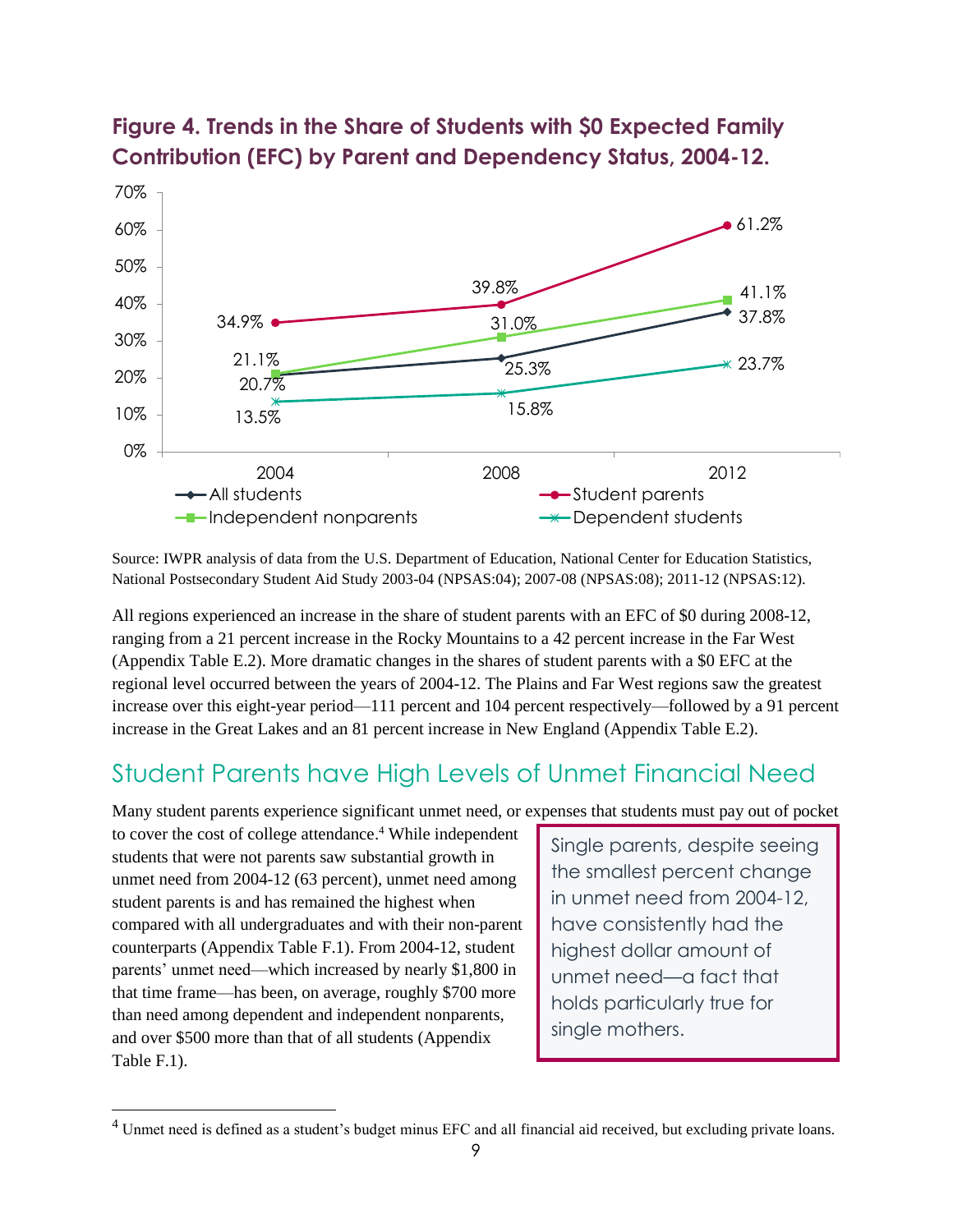## Figure 4. Trends in the Share of Students with $0 Expected Family Contribution (EFC) by Parent and Dependency Status, 2004-12.

| | 2004 | 2008 | 2012 |
|---|---|---|---|
| All students | 20.7% | 25.3% | 37.8% |
| Student parents | 34.9% | 39.8% | 61.2% |
| Independent nonparents | 21.1% | 31.0% | 41.1% |
| Dependent students | 13.5% | 15.8% | 23.7% |

Source: IWPR analysis of data from the U.S. Department of Education, National Center for Education Statistics, National Postsecondary Student Aid Study 2003-04 (NPSAS:04); 2007-08 (NPSAS:08); 2011-12 (NPSAS:12).

All regions experienced an increase in the share of student parents with an EFC of $0 during 2008-12, ranging from a 21 percent increase in the Rocky Mountains to a 42 percent increase in the Far West (Appendix Table E.2). More dramatic changes in the shares of student parents with a $0 EFC at the regional level occurred between the years of 2004-12. The Plains and Far West regions saw the greatest increase over this eight-year period—111 percent and 104 percent respectively—followed by a 91 percent increase in the Great Lakes and an 81 percent increase in New England (Appendix Table E.2).

## Student Parents have High Levels of Unmet Financial Need

Many student parents experience significant unmet need, or expenses that students must pay out of pocket to cover the cost of college attendance.[4] While independent students that were not parents saw substantial growth in unmet need from 2004-12 (63 percent), unmet need among student parents is and has remained the highest when compared with all undergraduates and with their non-parent counterparts (Appendix Table F.1). From 2004-12, student parents' unmet need—which increased by nearly $1,800 in that time frame—has been, on average, roughly $700 more than need among dependent and independent nonparents, and over $500 more than that of all students (Appendix Table F.1).

> Single parents, despite seeing the smallest percent change in unmet need from 2004-12, have consistently had the highest dollar amount of unmet need—a fact that holds particularly true for single mothers.

[4] Unmet need is defined as a student's budget minus EFC and all financial aid received, but excluding private loans.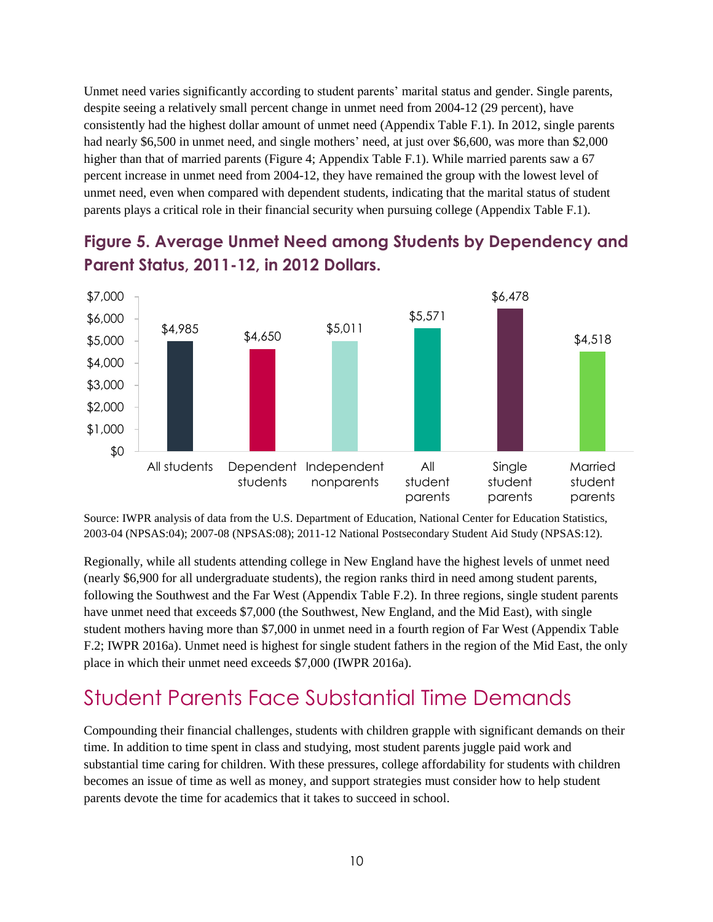Unmet need varies significantly according to student parents' marital status and gender. Single parents, despite seeing a relatively small percent change in unmet need from 2004-12 (29 percent), have consistently had the highest dollar amount of unmet need (Appendix Table F.1). In 2012, single parents had nearly $6,500 in unmet need, and single mothers' need, at just over $6,600, was more than $2,000 higher than that of married parents (Figure 4; Appendix Table F.1). While married parents saw a 67 percent increase in unmet need from 2004-12, they have remained the group with the lowest level of unmet need, even when compared with dependent students, indicating that the marital status of student parents plays a critical role in their financial security when pursuing college (Appendix Table F.1).

## Figure 5. Average Unmet Need among Students by Dependency and Parent Status, 2011-12, in 2012 Dollars.

| Group | Average Unmet Need |
|---|---|
| All students | $4,985 |
| Dependent students | $4,650 |
| Independent nonparents | $5,011 |
| All student parents | $5,571 |
| Single student parents | $6,478 |
| Married student parents | $4,518 |

Source: IWPR analysis of data from the U.S. Department of Education, National Center for Education Statistics, 2003-04 (NPSAS:04); 2007-08 (NPSAS:08); 2011-12 National Postsecondary Student Aid Study (NPSAS:12).

Regionally, while all students attending college in New England have the highest levels of unmet need (nearly $6,900 for all undergraduate students), the region ranks third in need among student parents, following the Southwest and the Far West (Appendix Table F.2). In three regions, single student parents have unmet need that exceeds $7,000 (the Southwest, New England, and the Mid East), with single student mothers having more than $7,000 in unmet need in a fourth region of Far West (Appendix Table F.2; IWPR 2016a). Unmet need is highest for single student fathers in the region of the Mid East, the only place in which their unmet need exceeds $7,000 (IWPR 2016a).

# Student Parents Face Substantial Time Demands

Compounding their financial challenges, students with children grapple with significant demands on their time. In addition to time spent in class and studying, most student parents juggle paid work and substantial time caring for children. With these pressures, college affordability for students with children becomes an issue of time as well as money, and support strategies must consider how to help student parents devote the time for academics that it takes to succeed in school.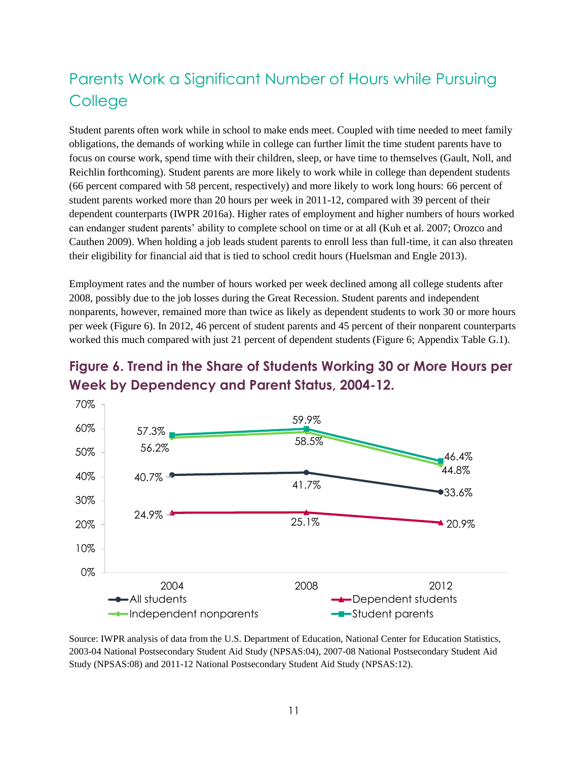## Parents Work a Significant Number of Hours while Pursuing College

Student parents often work while in school to make ends meet. Coupled with time needed to meet family obligations, the demands of working while in college can further limit the time student parents have to focus on course work, spend time with their children, sleep, or have time to themselves (Gault, Noll, and Reichlin forthcoming). Student parents are more likely to work while in college than dependent students (66 percent compared with 58 percent, respectively) and more likely to work long hours: 66 percent of student parents worked more than 20 hours per week in 2011-12, compared with 39 percent of their dependent counterparts (IWPR 2016a). Higher rates of employment and higher numbers of hours worked can endanger student parents' ability to complete school on time or at all (Kuh et al. 2007; Orozco and Cauthen 2009). When holding a job leads student parents to enroll less than full-time, it can also threaten their eligibility for financial aid that is tied to school credit hours (Huelsman and Engle 2013).

Employment rates and the number of hours worked per week declined among all college students after 2008, possibly due to the job losses during the Great Recession. Student parents and independent nonparents, however, remained more than twice as likely as dependent students to work 30 or more hours per week (Figure 6). In 2012, 46 percent of student parents and 45 percent of their nonparent counterparts worked this much compared with just 21 percent of dependent students (Figure 6; Appendix Table G.1).

### Figure 6. Trend in the Share of Students Working 30 or More Hours per Week by Dependency and Parent Status, 2004-12.

| | 2004 | 2008 | 2012 |
|---|---|---|---|
| All students | 40.7% | 41.7% | 33.6% |
| Dependent students | 24.9% | 25.1% | 20.9% |
| Independent nonparents | 56.2% | 58.5% | 44.8% |
| Student parents | 57.3% | 59.9% | 46.4% |

Source: IWPR analysis of data from the U.S. Department of Education, National Center for Education Statistics, 2003-04 National Postsecondary Student Aid Study (NPSAS:04), 2007-08 National Postsecondary Student Aid Study (NPSAS:08) and 2011-12 National Postsecondary Student Aid Study (NPSAS:12).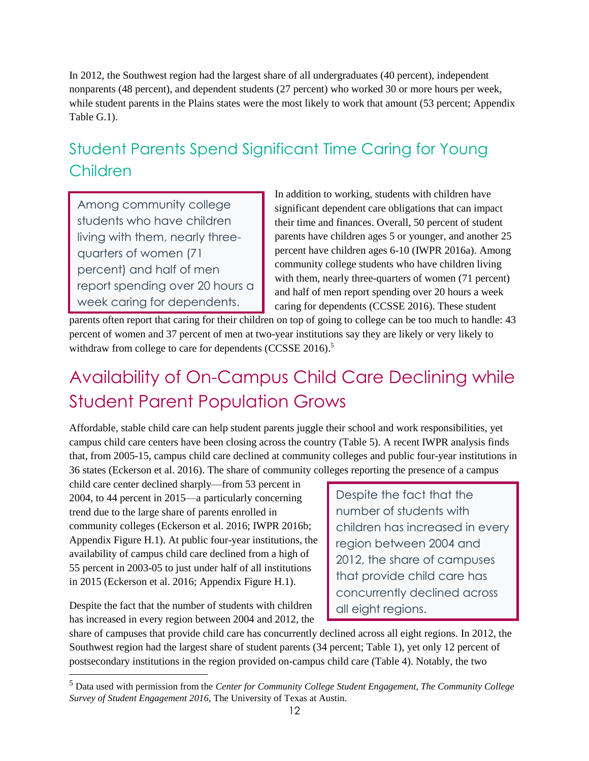In 2012, the Southwest region had the largest share of all undergraduates (40 percent), independent nonparents (48 percent), and dependent students (27 percent) who worked 30 or more hours per week, while student parents in the Plains states were the most likely to work that amount (53 percent; Appendix Table G.1).

## Student Parents Spend Significant Time Caring for Young Children

> Among community college students who have children living with them, nearly three-quarters of women (71 percent) and half of men report spending over 20 hours a week caring for dependents.

In addition to working, students with children have significant dependent care obligations that can impact their time and finances. Overall, 50 percent of student parents have children ages 5 or younger, and another 25 percent have children ages 6-10 (IWPR 2016a). Among community college students who have children living with them, nearly three-quarters of women (71 percent) and half of men report spending over 20 hours a week caring for dependents (CCSSE 2016). These student parents often report that caring for their children on top of going to college can be too much to handle: 43 percent of women and 37 percent of men at two-year institutions say they are likely or very likely to withdraw from college to care for dependents (CCSSE 2016).[5]

## Availability of On-Campus Child Care Declining while Student Parent Population Grows

Affordable, stable child care can help student parents juggle their school and work responsibilities, yet campus child care centers have been closing across the country (Table 5). A recent IWPR analysis finds that, from 2005-15, campus child care declined at community colleges and public four-year institutions in 36 states (Eckerson et al. 2016). The share of community colleges reporting the presence of a campus child care center declined sharply—from 53 percent in 2004, to 44 percent in 2015—a particularly concerning trend due to the large share of parents enrolled in community colleges (Eckerson et al. 2016; IWPR 2016b; Appendix Figure H.1). At public four-year institutions, the availability of campus child care declined from a high of 55 percent in 2003-05 to just under half of all institutions in 2015 (Eckerson et al. 2016; Appendix Figure H.1).

> Despite the fact that the number of students with children has increased in every region between 2004 and 2012, the share of campuses that provide child care has concurrently declined across all eight regions.

Despite the fact that the number of students with children has increased in every region between 2004 and 2012, the share of campuses that provide child care has concurrently declined across all eight regions. In 2012, the Southwest region had the largest share of student parents (34 percent; Table 1), yet only 12 percent of postsecondary institutions in the region provided on-campus child care (Table 4). Notably, the two

[5] Data used with permission from the *Center for Community College Student Engagement, The Community College Survey of Student Engagement 2016,* The University of Texas at Austin.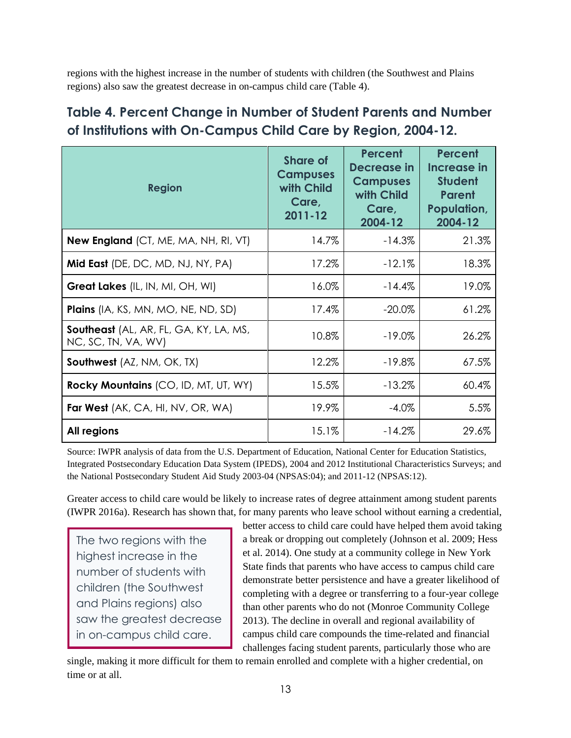regions with the highest increase in the number of students with children (the Southwest and Plains regions) also saw the greatest decrease in on-campus child care (Table 4).

## Table 4. Percent Change in Number of Student Parents and Number of Institutions with On-Campus Child Care by Region, 2004-12.

| Region | Share of Campuses with Child Care, 2011-12 | Percent Decrease in Campuses with Child Care, 2004-12 | Percent Increase in Student Parent Population, 2004-12 |
|---|---|---|---|
| **New England** (CT, ME, MA, NH, RI, VT) | 14.7% | -14.3% | 21.3% |
| **Mid East** (DE, DC, MD, NJ, NY, PA) | 17.2% | -12.1% | 18.3% |
| **Great Lakes** (IL, IN, MI, OH, WI) | 16.0% | -14.4% | 19.0% |
| **Plains** (IA, KS, MN, MO, NE, ND, SD) | 17.4% | -20.0% | 61.2% |
| **Southeast** (AL, AR, FL, GA, KY, LA, MS, NC, SC, TN, VA, WV) | 10.8% | -19.0% | 26.2% |
| **Southwest** (AZ, NM, OK, TX) | 12.2% | -19.8% | 67.5% |
| **Rocky Mountains** (CO, ID, MT, UT, WY) | 15.5% | -13.2% | 60.4% |
| **Far West** (AK, CA, HI, NV, OR, WA) | 19.9% | -4.0% | 5.5% |
| **All regions** | 15.1% | -14.2% | 29.6% |

Source: IWPR analysis of data from the U.S. Department of Education, National Center for Education Statistics, Integrated Postsecondary Education Data System (IPEDS), 2004 and 2012 Institutional Characteristics Surveys; and the National Postsecondary Student Aid Study 2003-04 (NPSAS:04); and 2011-12 (NPSAS:12).

Greater access to child care would be likely to increase rates of degree attainment among student parents (IWPR 2016a). Research has shown that, for many parents who leave school without earning a credential, better access to child care could have helped them avoid taking a break or dropping out completely (Johnson et al. 2009; Hess et al. 2014). One study at a community college in New York State finds that parents who have access to campus child care demonstrate better persistence and have a greater likelihood of completing with a degree or transferring to a four-year college than other parents who do not (Monroe Community College 2013). The decline in overall and regional availability of campus child care compounds the time-related and financial challenges facing student parents, particularly those who are single, making it more difficult for them to remain enrolled and complete with a higher credential, on time or at all.

> The two regions with the highest increase in the number of students with children (the Southwest and Plains regions) also saw the greatest decrease in on-campus child care.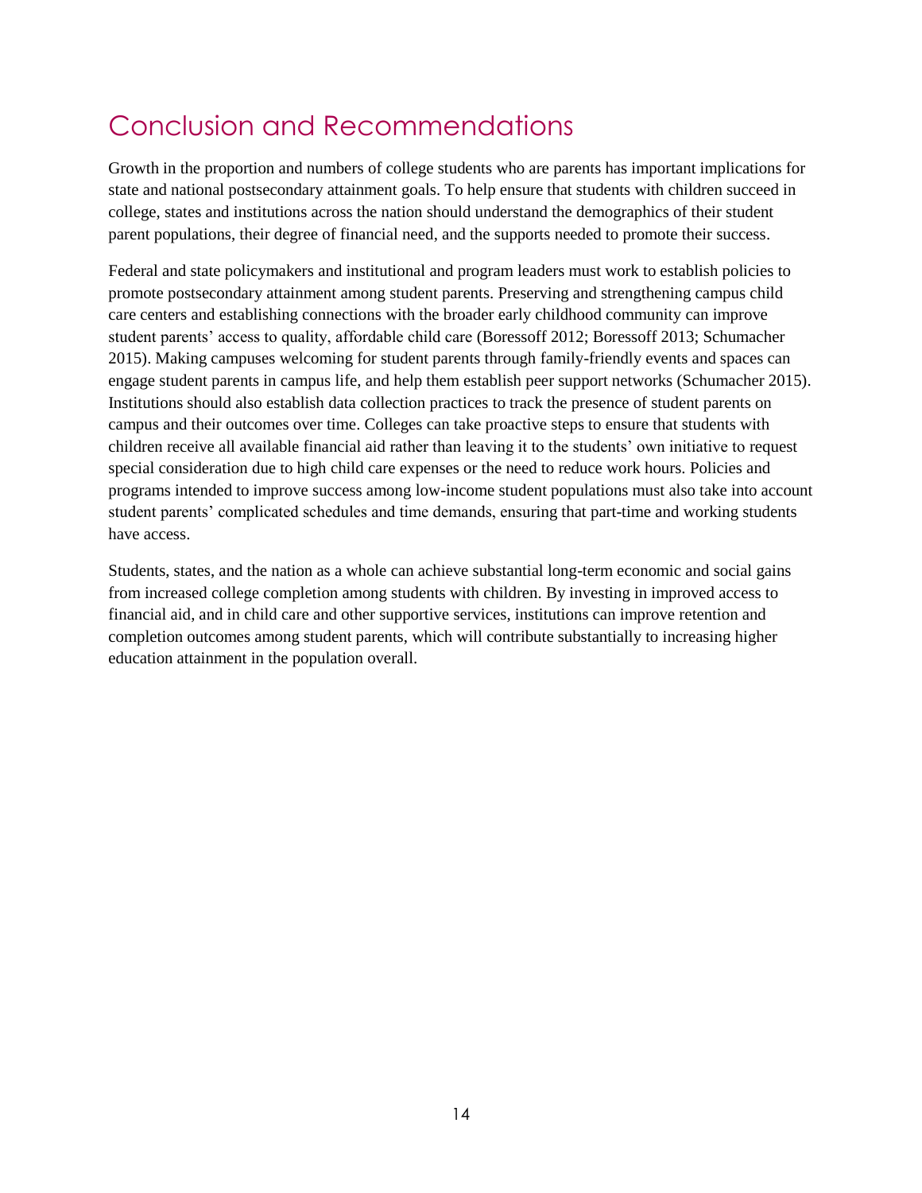# Conclusion and Recommendations

Growth in the proportion and numbers of college students who are parents has important implications for state and national postsecondary attainment goals. To help ensure that students with children succeed in college, states and institutions across the nation should understand the demographics of their student parent populations, their degree of financial need, and the supports needed to promote their success.

Federal and state policymakers and institutional and program leaders must work to establish policies to promote postsecondary attainment among student parents. Preserving and strengthening campus child care centers and establishing connections with the broader early childhood community can improve student parents' access to quality, affordable child care (Boressoff 2012; Boressoff 2013; Schumacher 2015). Making campuses welcoming for student parents through family-friendly events and spaces can engage student parents in campus life, and help them establish peer support networks (Schumacher 2015). Institutions should also establish data collection practices to track the presence of student parents on campus and their outcomes over time. Colleges can take proactive steps to ensure that students with children receive all available financial aid rather than leaving it to the students' own initiative to request special consideration due to high child care expenses or the need to reduce work hours. Policies and programs intended to improve success among low-income student populations must also take into account student parents' complicated schedules and time demands, ensuring that part-time and working students have access.

Students, states, and the nation as a whole can achieve substantial long-term economic and social gains from increased college completion among students with children. By investing in improved access to financial aid, and in child care and other supportive services, institutions can improve retention and completion outcomes among student parents, which will contribute substantially to increasing higher education attainment in the population overall.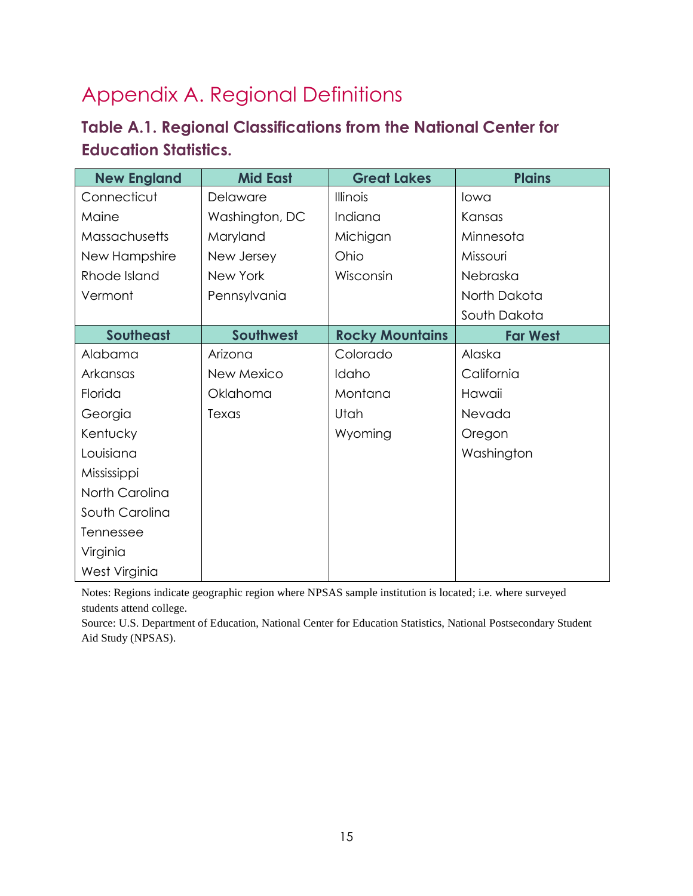# Appendix A. Regional Definitions

## Table A.1. Regional Classifications from the National Center for Education Statistics.

| New England | Mid East | Great Lakes | Plains |
|---|---|---|---|
| Connecticut | Delaware | Illinois | Iowa |
| Maine | Washington, DC | Indiana | Kansas |
| Massachusetts | Maryland | Michigan | Minnesota |
| New Hampshire | New Jersey | Ohio | Missouri |
| Rhode Island | New York | Wisconsin | Nebraska |
| Vermont | Pennsylvania | | North Dakota |
| | | | South Dakota |
| **Southeast** | **Southwest** | **Rocky Mountains** | **Far West** |
| Alabama | Arizona | Colorado | Alaska |
| Arkansas | New Mexico | Idaho | California |
| Florida | Oklahoma | Montana | Hawaii |
| Georgia | Texas | Utah | Nevada |
| Kentucky | | Wyoming | Oregon |
| Louisiana | | | Washington |
| Mississippi | | | |
| North Carolina | | | |
| South Carolina | | | |
| Tennessee | | | |
| Virginia | | | |
| West Virginia | | | |

Notes: Regions indicate geographic region where NPSAS sample institution is located; i.e. where surveyed students attend college.

Source: U.S. Department of Education, National Center for Education Statistics, National Postsecondary Student Aid Study (NPSAS).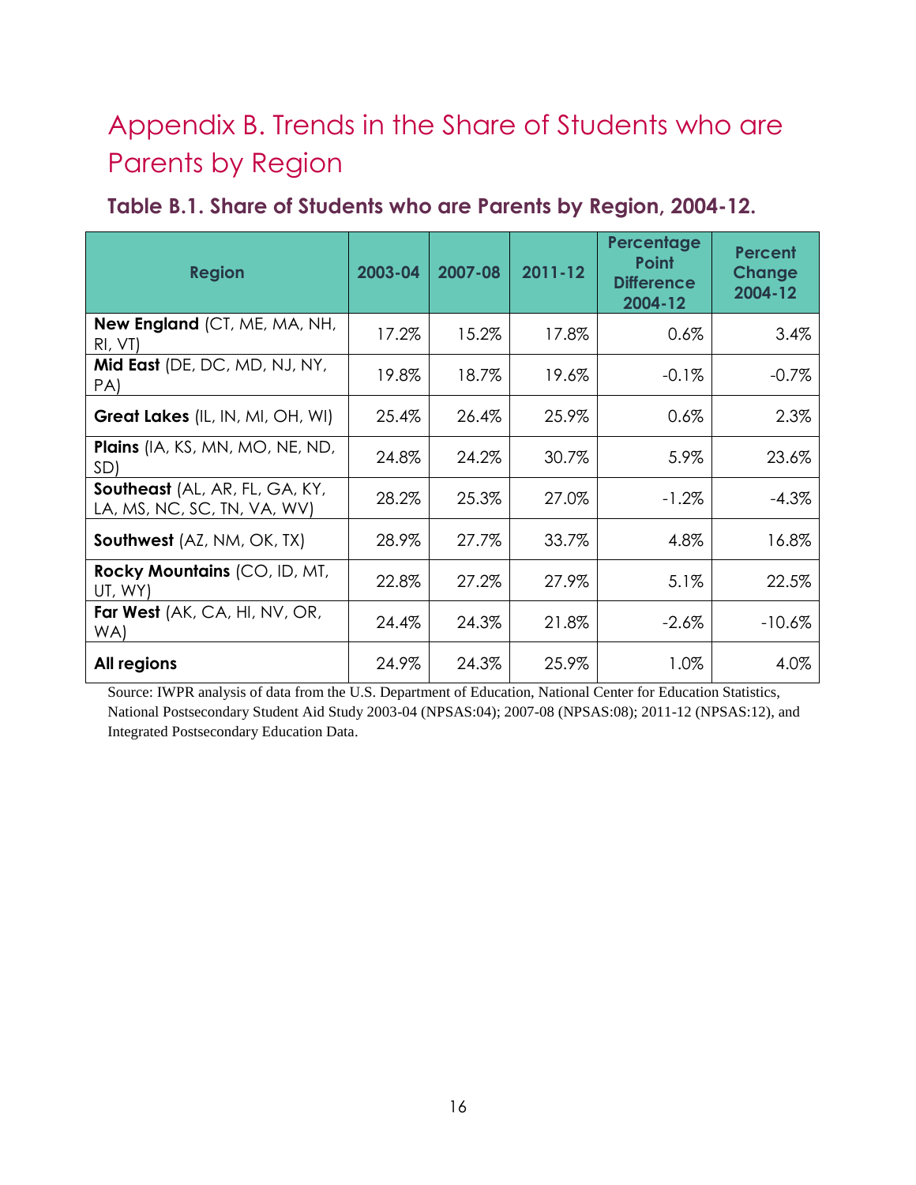# Appendix B. Trends in the Share of Students who are Parents by Region

### Table B.1. Share of Students who are Parents by Region, 2004-12.

| Region | 2003-04 | 2007-08 | 2011-12 | Percentage Point Difference 2004-12 | Percent Change 2004-12 |
|---|---|---|---|---|---|
| **New England** (CT, ME, MA, NH, RI, VT) | 17.2% | 15.2% | 17.8% | 0.6% | 3.4% |
| **Mid East** (DE, DC, MD, NJ, NY, PA) | 19.8% | 18.7% | 19.6% | -0.1% | -0.7% |
| **Great Lakes** (IL, IN, MI, OH, WI) | 25.4% | 26.4% | 25.9% | 0.6% | 2.3% |
| **Plains** (IA, KS, MN, MO, NE, ND, SD) | 24.8% | 24.2% | 30.7% | 5.9% | 23.6% |
| **Southeast** (AL, AR, FL, GA, KY, LA, MS, NC, SC, TN, VA, WV) | 28.2% | 25.3% | 27.0% | -1.2% | -4.3% |
| **Southwest** (AZ, NM, OK, TX) | 28.9% | 27.7% | 33.7% | 4.8% | 16.8% |
| **Rocky Mountains** (CO, ID, MT, UT, WY) | 22.8% | 27.2% | 27.9% | 5.1% | 22.5% |
| **Far West** (AK, CA, HI, NV, OR, WA) | 24.4% | 24.3% | 21.8% | -2.6% | -10.6% |
| **All regions** | 24.9% | 24.3% | 25.9% | 1.0% | 4.0% |

Source: IWPR analysis of data from the U.S. Department of Education, National Center for Education Statistics, National Postsecondary Student Aid Study 2003-04 (NPSAS:04); 2007-08 (NPSAS:08); 2011-12 (NPSAS:12), and Integrated Postsecondary Education Data.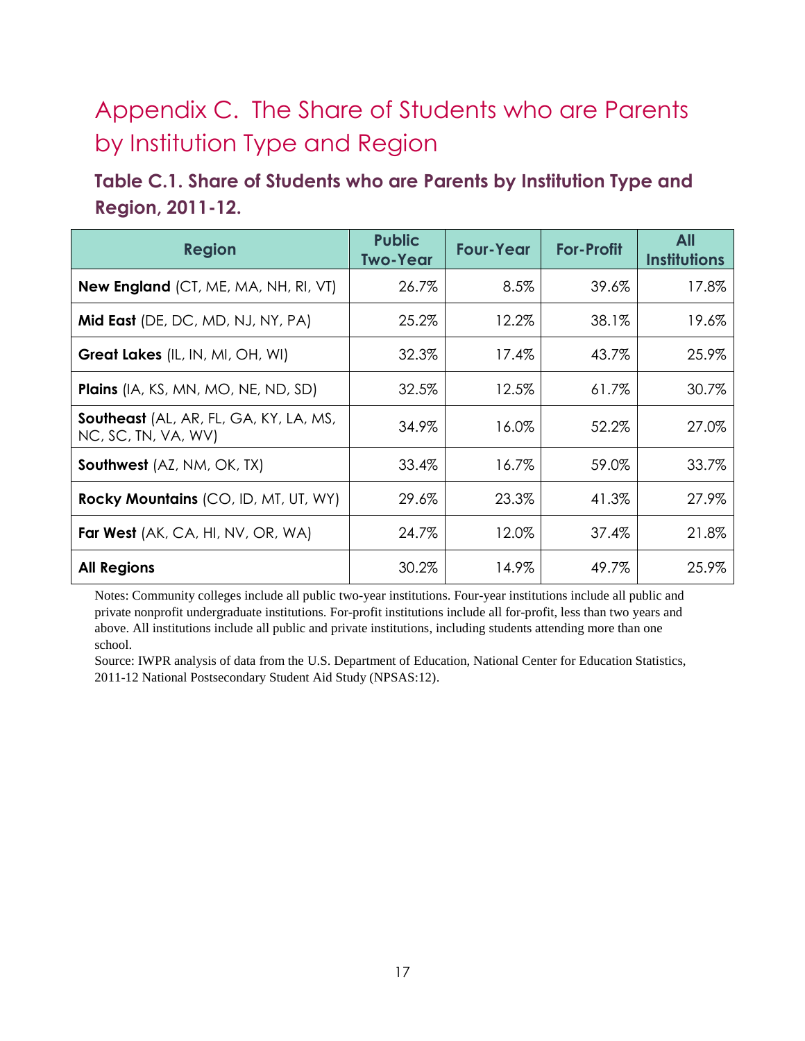# Appendix C. The Share of Students who are Parents by Institution Type and Region

## Table C.1. Share of Students who are Parents by Institution Type and Region, 2011-12.

| Region | Public Two-Year | Four-Year | For-Profit | All Institutions |
|---|---|---|---|---|
| **New England** (CT, ME, MA, NH, RI, VT) | 26.7% | 8.5% | 39.6% | 17.8% |
| **Mid East** (DE, DC, MD, NJ, NY, PA) | 25.2% | 12.2% | 38.1% | 19.6% |
| **Great Lakes** (IL, IN, MI, OH, WI) | 32.3% | 17.4% | 43.7% | 25.9% |
| **Plains** (IA, KS, MN, MO, NE, ND, SD) | 32.5% | 12.5% | 61.7% | 30.7% |
| **Southeast** (AL, AR, FL, GA, KY, LA, MS, NC, SC, TN, VA, WV) | 34.9% | 16.0% | 52.2% | 27.0% |
| **Southwest** (AZ, NM, OK, TX) | 33.4% | 16.7% | 59.0% | 33.7% |
| **Rocky Mountains** (CO, ID, MT, UT, WY) | 29.6% | 23.3% | 41.3% | 27.9% |
| **Far West** (AK, CA, HI, NV, OR, WA) | 24.7% | 12.0% | 37.4% | 21.8% |
| **All Regions** | 30.2% | 14.9% | 49.7% | 25.9% |

Notes: Community colleges include all public two-year institutions. Four-year institutions include all public and private nonprofit undergraduate institutions. For-profit institutions include all for-profit, less than two years and above. All institutions include all public and private institutions, including students attending more than one school.

Source: IWPR analysis of data from the U.S. Department of Education, National Center for Education Statistics, 2011-12 National Postsecondary Student Aid Study (NPSAS:12).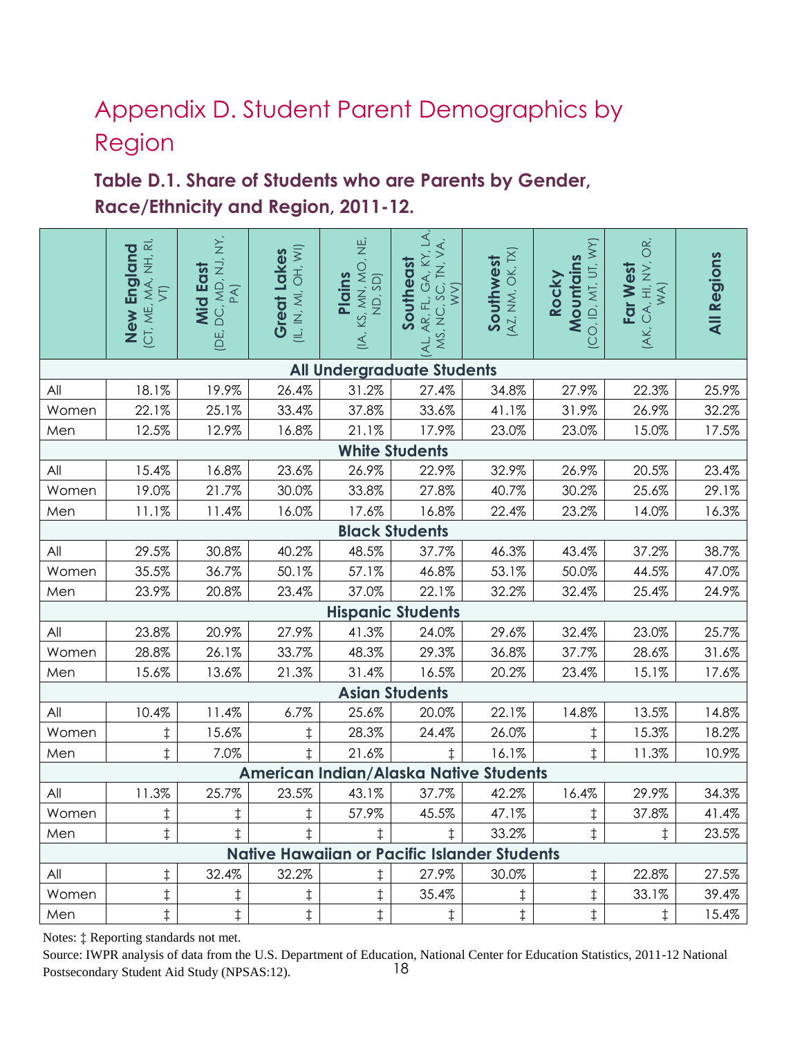# Appendix D. Student Parent Demographics by Region

### Table D.1. Share of Students who are Parents by Gender, Race/Ethnicity and Region, 2011-12.

| | **New England** (CT, ME, MA, NH, RI, VT) | **Mid East** (DE, DC, MD, NJ, NY, PA) | **Great Lakes** (IL, IN, MI, OH, WI) | **Plains** (IA, KS, MN, MO, NE, ND, SD) | **Southeast** (AL, AR, FL, GA, KY, LA, MS, NC, SC, TN, VA, WV) | **Southwest** (AZ, NM, OK, TX) | **Rocky Mountains** (CO, ID, MT, UT, WY) | **Far West** (AK, CA, HI, NV, OR, WA) | **All Regions** |
|---|---|---|---|---|---|---|---|---|---|
| **All Undergraduate Students** | | | | | | | | | |
| All | 18.1% | 19.9% | 26.4% | 31.2% | 27.4% | 34.8% | 27.9% | 22.3% | 25.9% |
| Women | 22.1% | 25.1% | 33.4% | 37.8% | 33.6% | 41.1% | 31.9% | 26.9% | 32.2% |
| Men | 12.5% | 12.9% | 16.8% | 21.1% | 17.9% | 23.0% | 23.0% | 15.0% | 17.5% |
| **White Students** | | | | | | | | | |
| All | 15.4% | 16.8% | 23.6% | 26.9% | 22.9% | 32.9% | 26.9% | 20.5% | 23.4% |
| Women | 19.0% | 21.7% | 30.0% | 33.8% | 27.8% | 40.7% | 30.2% | 25.6% | 29.1% |
| Men | 11.1% | 11.4% | 16.0% | 17.6% | 16.8% | 22.4% | 23.2% | 14.0% | 16.3% |
| **Black Students** | | | | | | | | | |
| All | 29.5% | 30.8% | 40.2% | 48.5% | 37.7% | 46.3% | 43.4% | 37.2% | 38.7% |
| Women | 35.5% | 36.7% | 50.1% | 57.1% | 46.8% | 53.1% | 50.0% | 44.5% | 47.0% |
| Men | 23.9% | 20.8% | 23.4% | 37.0% | 22.1% | 32.2% | 32.4% | 25.4% | 24.9% |
| **Hispanic Students** | | | | | | | | | |
| All | 23.8% | 20.9% | 27.9% | 41.3% | 24.0% | 29.6% | 32.4% | 23.0% | 25.7% |
| Women | 28.8% | 26.1% | 33.7% | 48.3% | 29.3% | 36.8% | 37.7% | 28.6% | 31.6% |
| Men | 15.6% | 13.6% | 21.3% | 31.4% | 16.5% | 20.2% | 23.4% | 15.1% | 17.6% |
| **Asian Students** | | | | | | | | | |
| All | 10.4% | 11.4% | 6.7% | 25.6% | 20.0% | 22.1% | 14.8% | 13.5% | 14.8% |
| Women | ‡ | 15.6% | ‡ | 28.3% | 24.4% | 26.0% | ‡ | 15.3% | 18.2% |
| Men | ‡ | 7.0% | ‡ | 21.6% | ‡ | 16.1% | ‡ | 11.3% | 10.9% |
| **American Indian/Alaska Native Students** | | | | | | | | | |
| All | 11.3% | 25.7% | 23.5% | 43.1% | 37.7% | 42.2% | 16.4% | 29.9% | 34.3% |
| Women | ‡ | ‡ | ‡ | 57.9% | 45.5% | 47.1% | ‡ | 37.8% | 41.4% |
| Men | ‡ | ‡ | ‡ | ‡ | ‡ | 33.2% | ‡ | ‡ | 23.5% |
| **Native Hawaiian or Pacific Islander Students** | | | | | | | | | |
| All | ‡ | 32.4% | 32.2% | ‡ | 27.9% | 30.0% | ‡ | 22.8% | 27.5% |
| Women | ‡ | ‡ | ‡ | ‡ | 35.4% | ‡ | ‡ | 33.1% | 39.4% |
| Men | ‡ | ‡ | ‡ | ‡ | ‡ | ‡ | ‡ | ‡ | 15.4% |

Notes: ‡ Reporting standards not met.

Source: IWPR analysis of data from the U.S. Department of Education, National Center for Education Statistics, 2011-12 National Postsecondary Student Aid Study (NPSAS:12).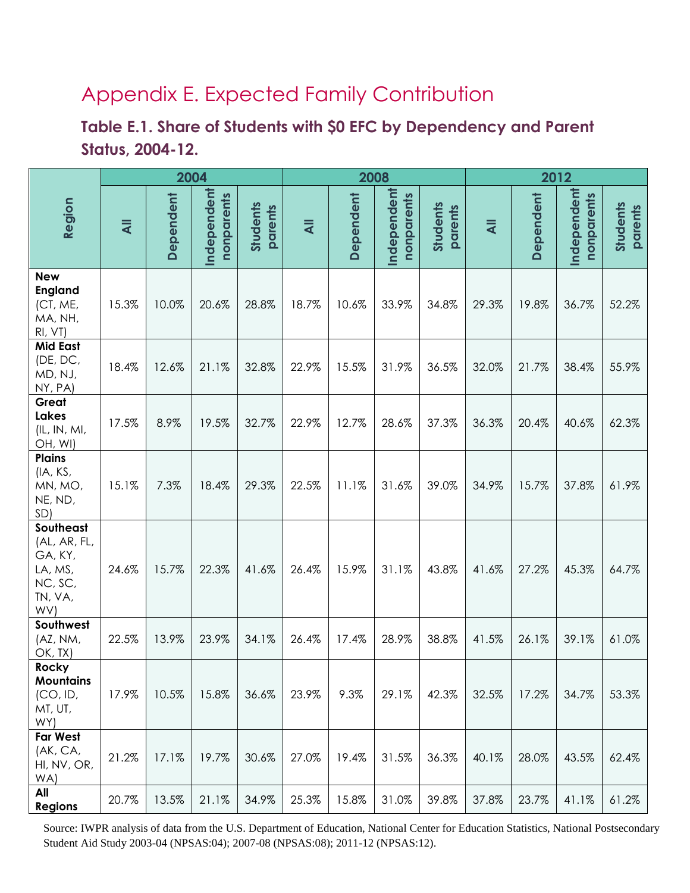# Appendix E. Expected Family Contribution

## Table E.1. Share of Students with $0 EFC by Dependency and Parent Status, 2004-12.

| Region | 2004 | | | | 2008 | | | | 2012 | | | |
|---|---|---|---|---|---|---|---|---|---|---|---|---|
| | All | Dependent | Independent nonparents | Students parents | All | Dependent | Independent nonparents | Students parents | All | Dependent | Independent nonparents | Students parents |
| **New England** (CT, ME, MA, NH, RI, VT) | 15.3% | 10.0% | 20.6% | 28.8% | 18.7% | 10.6% | 33.9% | 34.8% | 29.3% | 19.8% | 36.7% | 52.2% |
| **Mid East** (DE, DC, MD, NJ, NY, PA) | 18.4% | 12.6% | 21.1% | 32.8% | 22.9% | 15.5% | 31.9% | 36.5% | 32.0% | 21.7% | 38.4% | 55.9% |
| **Great Lakes** (IL, IN, MI, OH, WI) | 17.5% | 8.9% | 19.5% | 32.7% | 22.9% | 12.7% | 28.6% | 37.3% | 36.3% | 20.4% | 40.6% | 62.3% |
| **Plains** (IA, KS, MN, MO, NE, ND, SD) | 15.1% | 7.3% | 18.4% | 29.3% | 22.5% | 11.1% | 31.6% | 39.0% | 34.9% | 15.7% | 37.8% | 61.9% |
| **Southeast** (AL, AR, FL, GA, KY, LA, MS, NC, SC, TN, VA, WV) | 24.6% | 15.7% | 22.3% | 41.6% | 26.4% | 15.9% | 31.1% | 43.8% | 41.6% | 27.2% | 45.3% | 64.7% |
| **Southwest** (AZ, NM, OK, TX) | 22.5% | 13.9% | 23.9% | 34.1% | 26.4% | 17.4% | 28.9% | 38.8% | 41.5% | 26.1% | 39.1% | 61.0% |
| **Rocky Mountains** (CO, ID, MT, UT, WY) | 17.9% | 10.5% | 15.8% | 36.6% | 23.9% | 9.3% | 29.1% | 42.3% | 32.5% | 17.2% | 34.7% | 53.3% |
| **Far West** (AK, CA, HI, NV, OR, WA) | 21.2% | 17.1% | 19.7% | 30.6% | 27.0% | 19.4% | 31.5% | 36.3% | 40.1% | 28.0% | 43.5% | 62.4% |
| **All Regions** | 20.7% | 13.5% | 21.1% | 34.9% | 25.3% | 15.8% | 31.0% | 39.8% | 37.8% | 23.7% | 41.1% | 61.2% |

Source: IWPR analysis of data from the U.S. Department of Education, National Center for Education Statistics, National Postsecondary Student Aid Study 2003-04 (NPSAS:04); 2007-08 (NPSAS:08); 2011-12 (NPSAS:12).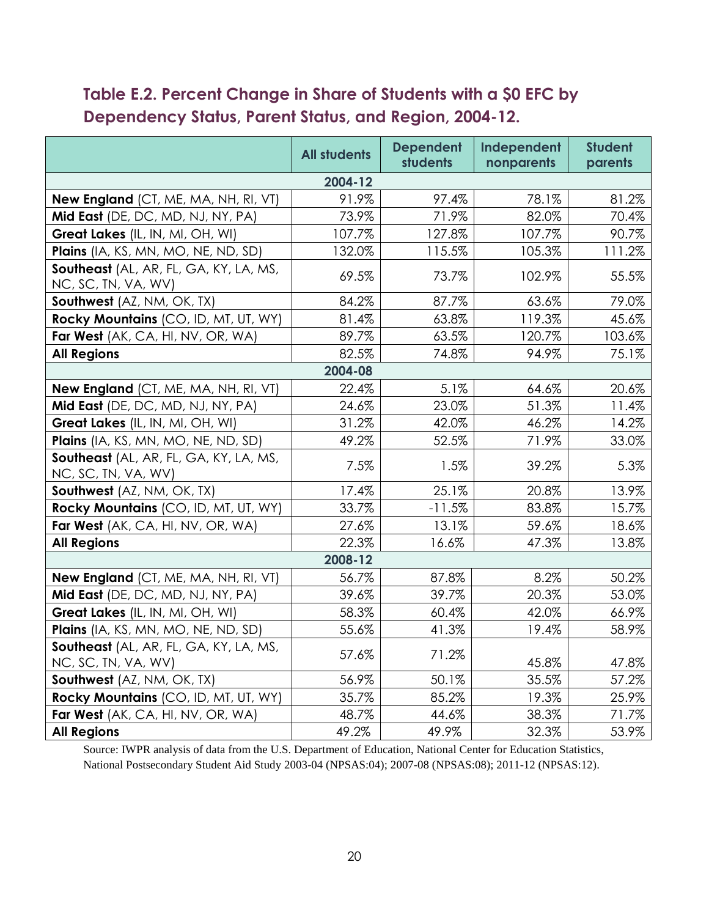## Table E.2. Percent Change in Share of Students with a $0 EFC by Dependency Status, Parent Status, and Region, 2004-12.

| | All students | Dependent students | Independent nonparents | Student parents |
|---|---|---|---|---|
| **2004-12** | | | | |
| **New England** (CT, ME, MA, NH, RI, VT) | 91.9% | 97.4% | 78.1% | 81.2% |
| **Mid East** (DE, DC, MD, NJ, NY, PA) | 73.9% | 71.9% | 82.0% | 70.4% |
| **Great Lakes** (IL, IN, MI, OH, WI) | 107.7% | 127.8% | 107.7% | 90.7% |
| **Plains** (IA, KS, MN, MO, NE, ND, SD) | 132.0% | 115.5% | 105.3% | 111.2% |
| **Southeast** (AL, AR, FL, GA, KY, LA, MS, NC, SC, TN, VA, WV) | 69.5% | 73.7% | 102.9% | 55.5% |
| **Southwest** (AZ, NM, OK, TX) | 84.2% | 87.7% | 63.6% | 79.0% |
| **Rocky Mountains** (CO, ID, MT, UT, WY) | 81.4% | 63.8% | 119.3% | 45.6% |
| **Far West** (AK, CA, HI, NV, OR, WA) | 89.7% | 63.5% | 120.7% | 103.6% |
| **All Regions** | 82.5% | 74.8% | 94.9% | 75.1% |
| **2004-08** | | | | |
| **New England** (CT, ME, MA, NH, RI, VT) | 22.4% | 5.1% | 64.6% | 20.6% |
| **Mid East** (DE, DC, MD, NJ, NY, PA) | 24.6% | 23.0% | 51.3% | 11.4% |
| **Great Lakes** (IL, IN, MI, OH, WI) | 31.2% | 42.0% | 46.2% | 14.2% |
| **Plains** (IA, KS, MN, MO, NE, ND, SD) | 49.2% | 52.5% | 71.9% | 33.0% |
| **Southeast** (AL, AR, FL, GA, KY, LA, MS, NC, SC, TN, VA, WV) | 7.5% | 1.5% | 39.2% | 5.3% |
| **Southwest** (AZ, NM, OK, TX) | 17.4% | 25.1% | 20.8% | 13.9% |
| **Rocky Mountains** (CO, ID, MT, UT, WY) | 33.7% | -11.5% | 83.8% | 15.7% |
| **Far West** (AK, CA, HI, NV, OR, WA) | 27.6% | 13.1% | 59.6% | 18.6% |
| **All Regions** | 22.3% | 16.6% | 47.3% | 13.8% |
| **2008-12** | | | | |
| **New England** (CT, ME, MA, NH, RI, VT) | 56.7% | 87.8% | 8.2% | 50.2% |
| **Mid East** (DE, DC, MD, NJ, NY, PA) | 39.6% | 39.7% | 20.3% | 53.0% |
| **Great Lakes** (IL, IN, MI, OH, WI) | 58.3% | 60.4% | 42.0% | 66.9% |
| **Plains** (IA, KS, MN, MO, NE, ND, SD) | 55.6% | 41.3% | 19.4% | 58.9% |
| **Southeast** (AL, AR, FL, GA, KY, LA, MS, NC, SC, TN, VA, WV) | 57.6% | 71.2% | 45.8% | 47.8% |
| **Southwest** (AZ, NM, OK, TX) | 56.9% | 50.1% | 35.5% | 57.2% |
| **Rocky Mountains** (CO, ID, MT, UT, WY) | 35.7% | 85.2% | 19.3% | 25.9% |
| **Far West** (AK, CA, HI, NV, OR, WA) | 48.7% | 44.6% | 38.3% | 71.7% |
| **All Regions** | 49.2% | 49.9% | 32.3% | 53.9% |

Source: IWPR analysis of data from the U.S. Department of Education, National Center for Education Statistics, National Postsecondary Student Aid Study 2003-04 (NPSAS:04); 2007-08 (NPSAS:08); 2011-12 (NPSAS:12).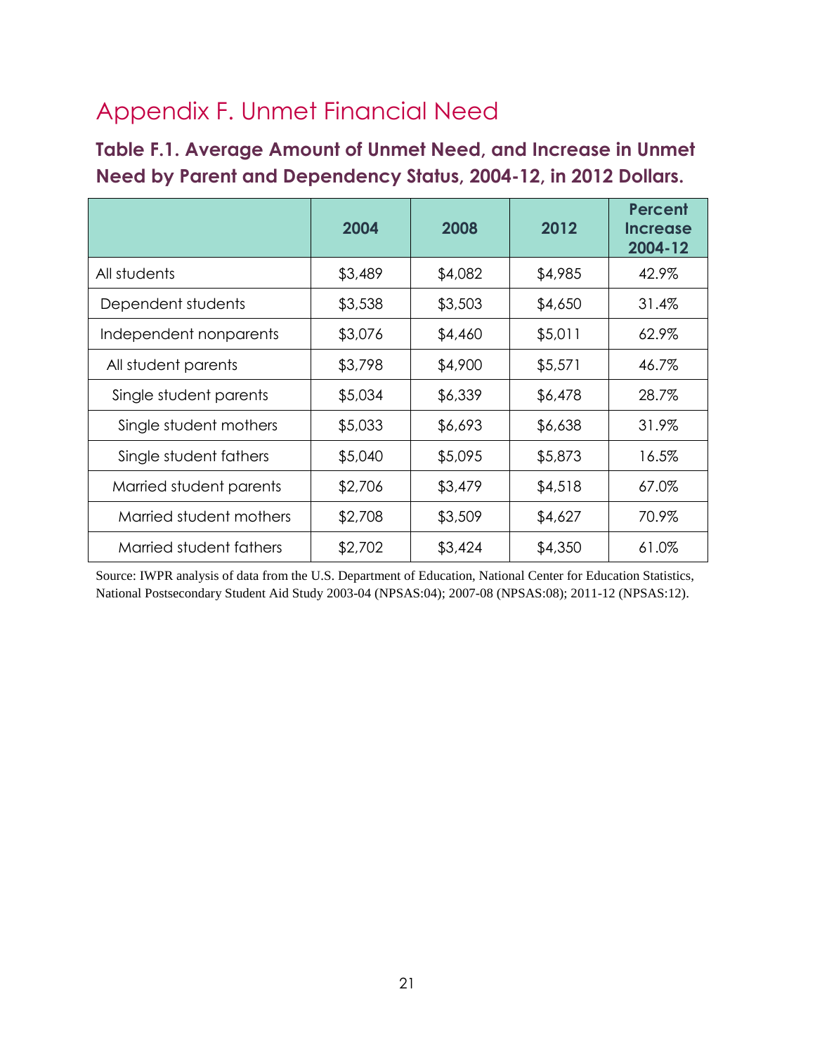# Appendix F. Unmet Financial Need

### Table F.1. Average Amount of Unmet Need, and Increase in Unmet Need by Parent and Dependency Status, 2004-12, in 2012 Dollars.

| | 2004 | 2008 | 2012 | Percent Increase 2004-12 |
|---|---|---|---|---|
| All students | $3,489 | $4,082 | $4,985 | 42.9% |
| Dependent students | $3,538 | $3,503 | $4,650 | 31.4% |
| Independent nonparents | $3,076 | $4,460 | $5,011 | 62.9% |
| All student parents | $3,798 | $4,900 | $5,571 | 46.7% |
| Single student parents | $5,034 | $6,339 | $6,478 | 28.7% |
| Single student mothers | $5,033 | $6,693 | $6,638 | 31.9% |
| Single student fathers | $5,040 | $5,095 | $5,873 | 16.5% |
| Married student parents | $2,706 | $3,479 | $4,518 | 67.0% |
| Married student mothers | $2,708 | $3,509 | $4,627 | 70.9% |
| Married student fathers | $2,702 | $3,424 | $4,350 | 61.0% |

Source: IWPR analysis of data from the U.S. Department of Education, National Center for Education Statistics, National Postsecondary Student Aid Study 2003-04 (NPSAS:04); 2007-08 (NPSAS:08); 2011-12 (NPSAS:12).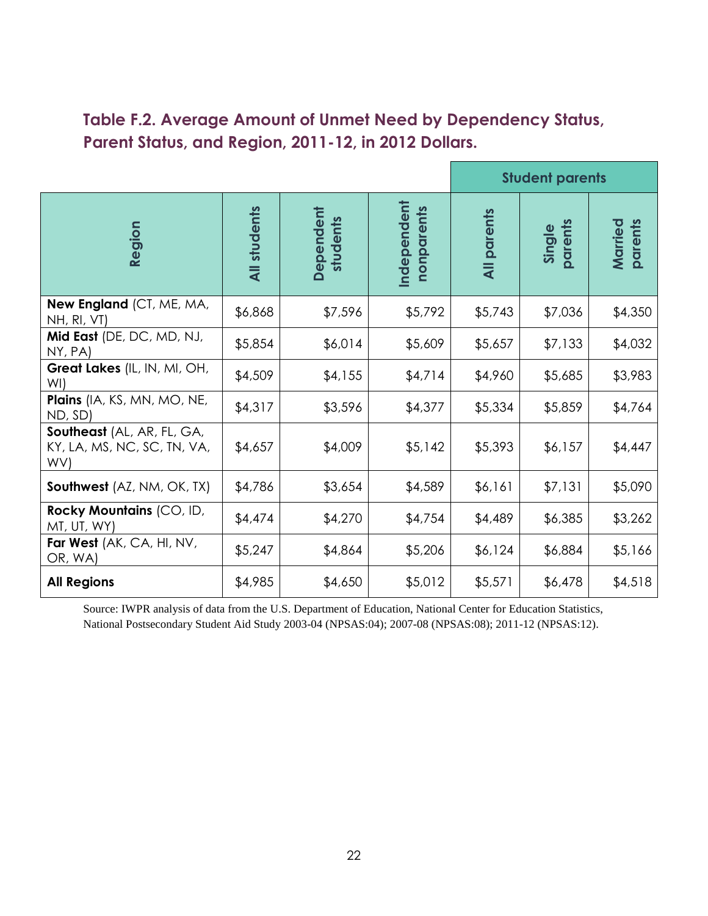## Table F.2. Average Amount of Unmet Need by Dependency Status, Parent Status, and Region, 2011-12, in 2012 Dollars.

| | | | | Student parents | | |
|---|---|---|---|---|---|---|
| **Region** | **All students** | **Dependent students** | **Independent nonparents** | **All parents** | **Single parents** | **Married parents** |
| **New England** (CT, ME, MA, NH, RI, VT) | $6,868 | $7,596 | $5,792 | $5,743 | $7,036 | $4,350 |
| **Mid East** (DE, DC, MD, NJ, NY, PA) | $5,854 | $6,014 | $5,609 | $5,657 | $7,133 | $4,032 |
| **Great Lakes** (IL, IN, MI, OH, WI) | $4,509 | $4,155 | $4,714 | $4,960 | $5,685 | $3,983 |
| **Plains** (IA, KS, MN, MO, NE, ND, SD) | $4,317 | $3,596 | $4,377 | $5,334 | $5,859 | $4,764 |
| **Southeast** (AL, AR, FL, GA, KY, LA, MS, NC, SC, TN, VA, WV) | $4,657 | $4,009 | $5,142 | $5,393 | $6,157 | $4,447 |
| **Southwest** (AZ, NM, OK, TX) | $4,786 | $3,654 | $4,589 | $6,161 | $7,131 | $5,090 |
| **Rocky Mountains** (CO, ID, MT, UT, WY) | $4,474 | $4,270 | $4,754 | $4,489 | $6,385 | $3,262 |
| **Far West** (AK, CA, HI, NV, OR, WA) | $5,247 | $4,864 | $5,206 | $6,124 | $6,884 | $5,166 |
| **All Regions** | $4,985 | $4,650 | $5,012 | $5,571 | $6,478 | $4,518 |

Source: IWPR analysis of data from the U.S. Department of Education, National Center for Education Statistics, National Postsecondary Student Aid Study 2003-04 (NPSAS:04); 2007-08 (NPSAS:08); 2011-12 (NPSAS:12).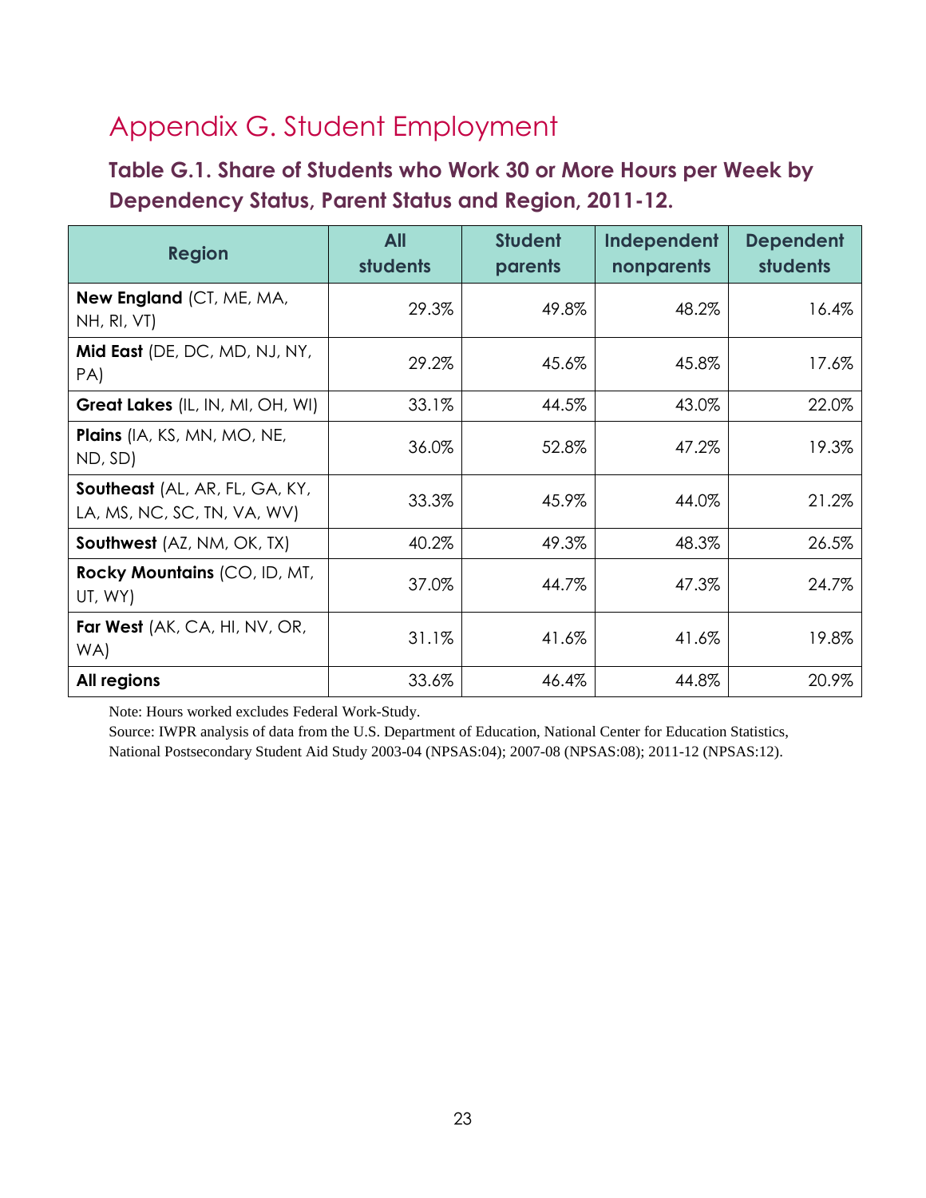# Appendix G. Student Employment

### Table G.1. Share of Students who Work 30 or More Hours per Week by Dependency Status, Parent Status and Region, 2011-12.

| Region | All students | Student parents | Independent nonparents | Dependent students |
|---|---|---|---|---|
| **New England** (CT, ME, MA, NH, RI, VT) | 29.3% | 49.8% | 48.2% | 16.4% |
| **Mid East** (DE, DC, MD, NJ, NY, PA) | 29.2% | 45.6% | 45.8% | 17.6% |
| **Great Lakes** (IL, IN, MI, OH, WI) | 33.1% | 44.5% | 43.0% | 22.0% |
| **Plains** (IA, KS, MN, MO, NE, ND, SD) | 36.0% | 52.8% | 47.2% | 19.3% |
| **Southeast** (AL, AR, FL, GA, KY, LA, MS, NC, SC, TN, VA, WV) | 33.3% | 45.9% | 44.0% | 21.2% |
| **Southwest** (AZ, NM, OK, TX) | 40.2% | 49.3% | 48.3% | 26.5% |
| **Rocky Mountains** (CO, ID, MT, UT, WY) | 37.0% | 44.7% | 47.3% | 24.7% |
| **Far West** (AK, CA, HI, NV, OR, WA) | 31.1% | 41.6% | 41.6% | 19.8% |
| **All regions** | 33.6% | 46.4% | 44.8% | 20.9% |

Note: Hours worked excludes Federal Work-Study.

Source: IWPR analysis of data from the U.S. Department of Education, National Center for Education Statistics, National Postsecondary Student Aid Study 2003-04 (NPSAS:04); 2007-08 (NPSAS:08); 2011-12 (NPSAS:12).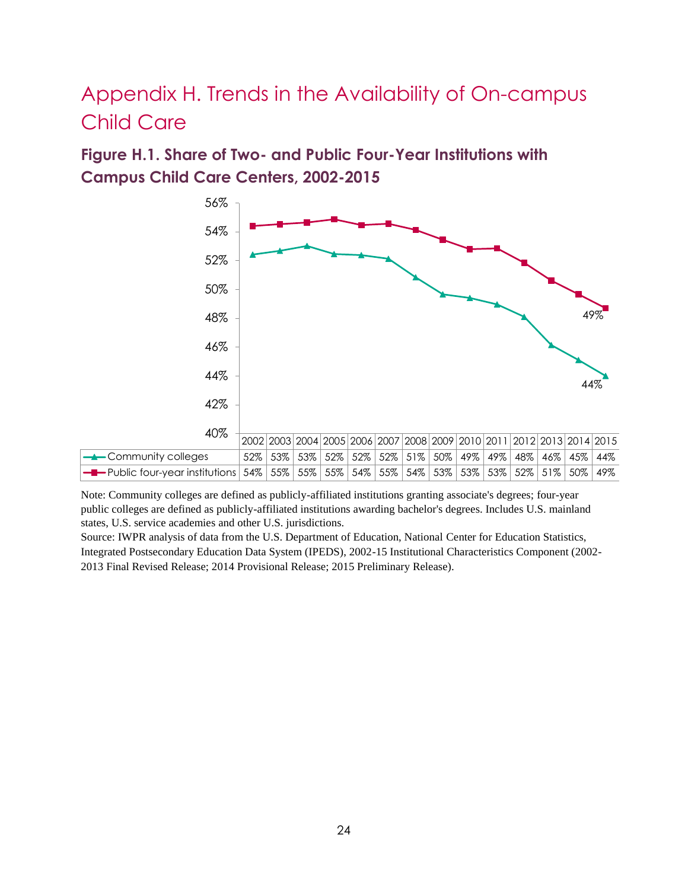# Appendix H. Trends in the Availability of On-campus Child Care

## Figure H.1. Share of Two- and Public Four-Year Institutions with Campus Child Care Centers, 2002-2015

| | 2002 | 2003 | 2004 | 2005 | 2006 | 2007 | 2008 | 2009 | 2010 | 2011 | 2012 | 2013 | 2014 | 2015 |
|---|---|---|---|---|---|---|---|---|---|---|---|---|---|---|
| Community colleges | 52% | 53% | 53% | 52% | 52% | 52% | 51% | 50% | 49% | 49% | 48% | 46% | 45% | 44% |
| Public four-year institutions | 54% | 55% | 55% | 55% | 54% | 55% | 54% | 53% | 53% | 53% | 52% | 51% | 50% | 49% |

Note: Community colleges are defined as publicly-affiliated institutions granting associate's degrees; four-year public colleges are defined as publicly-affiliated institutions awarding bachelor's degrees. Includes U.S. mainland states, U.S. service academies and other U.S. jurisdictions.

Source: IWPR analysis of data from the U.S. Department of Education, National Center for Education Statistics, Integrated Postsecondary Education Data System (IPEDS), 2002-15 Institutional Characteristics Component (2002-2013 Final Revised Release; 2014 Provisional Release; 2015 Preliminary Release).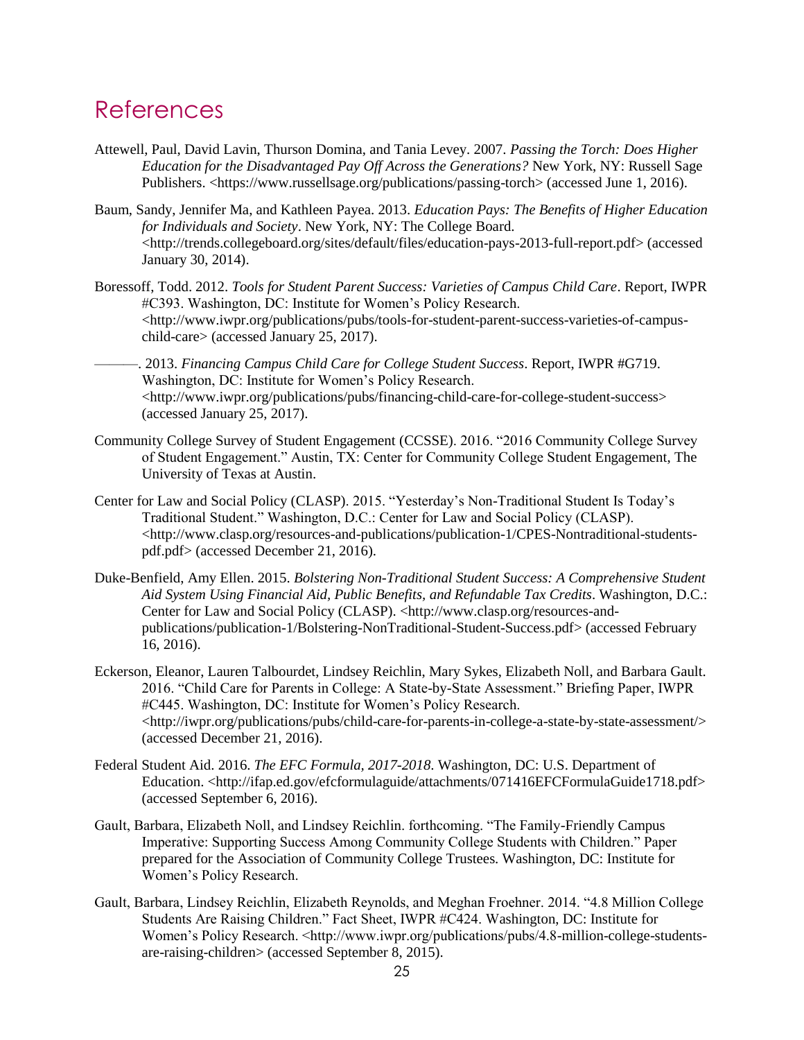# References

Attewell, Paul, David Lavin, Thurson Domina, and Tania Levey. 2007. *Passing the Torch: Does Higher Education for the Disadvantaged Pay Off Across the Generations?* New York, NY: Russell Sage Publishers. <https://www.russellsage.org/publications/passing-torch> (accessed June 1, 2016).

Baum, Sandy, Jennifer Ma, and Kathleen Payea. 2013. *Education Pays: The Benefits of Higher Education for Individuals and Society*. New York, NY: The College Board. <http://trends.collegeboard.org/sites/default/files/education-pays-2013-full-report.pdf> (accessed January 30, 2014).

Boressoff, Todd. 2012. *Tools for Student Parent Success: Varieties of Campus Child Care*. Report, IWPR #C393. Washington, DC: Institute for Women's Policy Research. <http://www.iwpr.org/publications/pubs/tools-for-student-parent-success-varieties-of-campus-child-care> (accessed January 25, 2017).

———. 2013. *Financing Campus Child Care for College Student Success*. Report, IWPR #G719. Washington, DC: Institute for Women's Policy Research. <http://www.iwpr.org/publications/pubs/financing-child-care-for-college-student-success> (accessed January 25, 2017).

Community College Survey of Student Engagement (CCSSE). 2016. "2016 Community College Survey of Student Engagement." Austin, TX: Center for Community College Student Engagement, The University of Texas at Austin.

Center for Law and Social Policy (CLASP). 2015. "Yesterday's Non-Traditional Student Is Today's Traditional Student." Washington, D.C.: Center for Law and Social Policy (CLASP). <http://www.clasp.org/resources-and-publications/publication-1/CPES-Nontraditional-students-pdf.pdf> (accessed December 21, 2016).

Duke-Benfield, Amy Ellen. 2015. *Bolstering Non-Traditional Student Success: A Comprehensive Student Aid System Using Financial Aid, Public Benefits, and Refundable Tax Credits*. Washington, D.C.: Center for Law and Social Policy (CLASP). <http://www.clasp.org/resources-and-publications/publication-1/Bolstering-NonTraditional-Student-Success.pdf> (accessed February 16, 2016).

Eckerson, Eleanor, Lauren Talbourdet, Lindsey Reichlin, Mary Sykes, Elizabeth Noll, and Barbara Gault. 2016. "Child Care for Parents in College: A State-by-State Assessment." Briefing Paper, IWPR #C445. Washington, DC: Institute for Women's Policy Research. <http://iwpr.org/publications/pubs/child-care-for-parents-in-college-a-state-by-state-assessment/> (accessed December 21, 2016).

Federal Student Aid. 2016. *The EFC Formula, 2017-2018*. Washington, DC: U.S. Department of Education. <http://ifap.ed.gov/efcformulaguide/attachments/071416EFCFormulaGuide1718.pdf> (accessed September 6, 2016).

Gault, Barbara, Elizabeth Noll, and Lindsey Reichlin. forthcoming. "The Family-Friendly Campus Imperative: Supporting Success Among Community College Students with Children." Paper prepared for the Association of Community College Trustees. Washington, DC: Institute for Women's Policy Research.

Gault, Barbara, Lindsey Reichlin, Elizabeth Reynolds, and Meghan Froehner. 2014. "4.8 Million College Students Are Raising Children." Fact Sheet, IWPR #C424. Washington, DC: Institute for Women's Policy Research. <http://www.iwpr.org/publications/pubs/4.8-million-college-students-are-raising-children> (accessed September 8, 2015).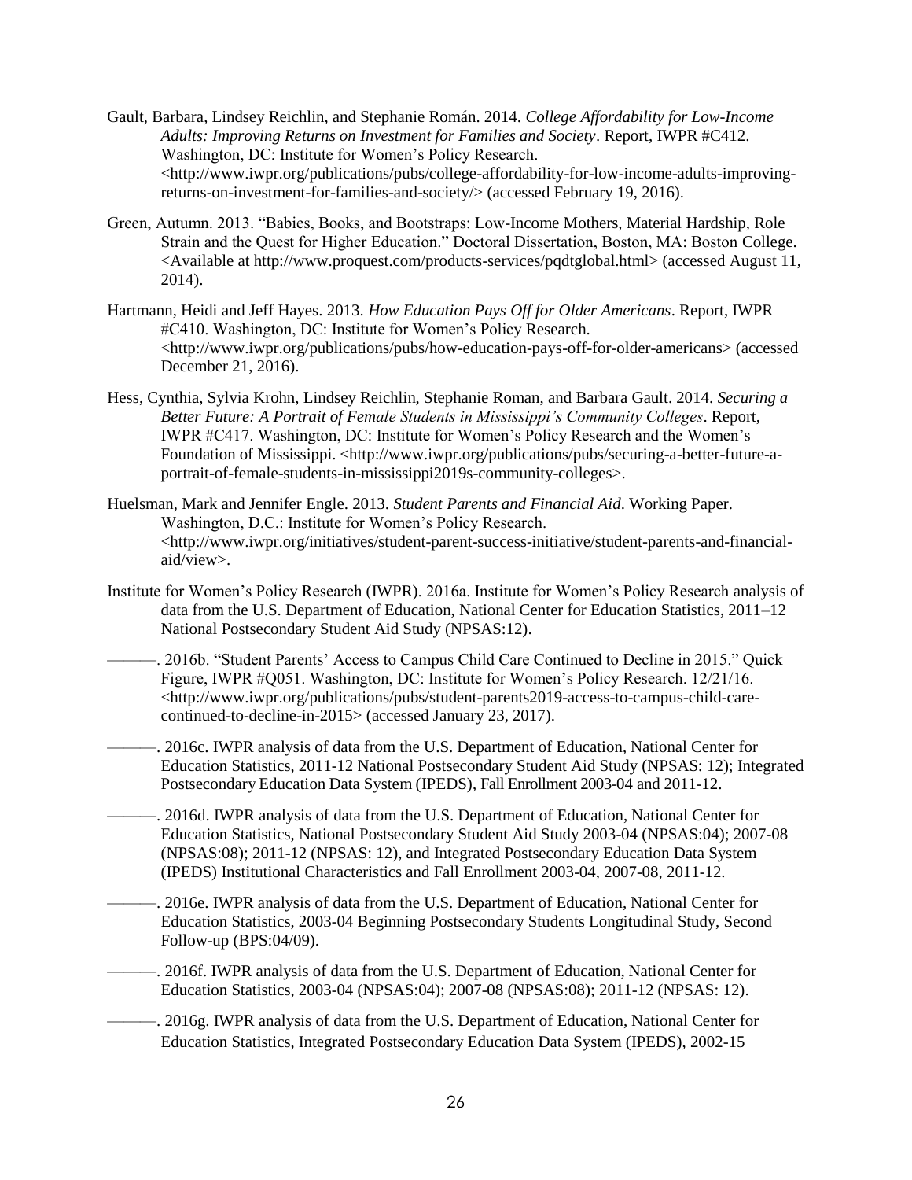Gault, Barbara, Lindsey Reichlin, and Stephanie Román. 2014. *College Affordability for Low-Income Adults: Improving Returns on Investment for Families and Society*. Report, IWPR #C412. Washington, DC: Institute for Women's Policy Research. <http://www.iwpr.org/publications/pubs/college-affordability-for-low-income-adults-improving-returns-on-investment-for-families-and-society/> (accessed February 19, 2016).

Green, Autumn. 2013. "Babies, Books, and Bootstraps: Low-Income Mothers, Material Hardship, Role Strain and the Quest for Higher Education." Doctoral Dissertation, Boston, MA: Boston College. <Available at http://www.proquest.com/products-services/pqdtglobal.html> (accessed August 11, 2014).

Hartmann, Heidi and Jeff Hayes. 2013. *How Education Pays Off for Older Americans*. Report, IWPR #C410. Washington, DC: Institute for Women's Policy Research. <http://www.iwpr.org/publications/pubs/how-education-pays-off-for-older-americans> (accessed December 21, 2016).

Hess, Cynthia, Sylvia Krohn, Lindsey Reichlin, Stephanie Roman, and Barbara Gault. 2014. *Securing a Better Future: A Portrait of Female Students in Mississippi's Community Colleges*. Report, IWPR #C417. Washington, DC: Institute for Women's Policy Research and the Women's Foundation of Mississippi. <http://www.iwpr.org/publications/pubs/securing-a-better-future-a-portrait-of-female-students-in-mississippi2019s-community-colleges>.

Huelsman, Mark and Jennifer Engle. 2013. *Student Parents and Financial Aid*. Working Paper. Washington, D.C.: Institute for Women's Policy Research. <http://www.iwpr.org/initiatives/student-parent-success-initiative/student-parents-and-financial-aid/view>.

Institute for Women's Policy Research (IWPR). 2016a. Institute for Women's Policy Research analysis of data from the U.S. Department of Education, National Center for Education Statistics, 2011–12 National Postsecondary Student Aid Study (NPSAS:12).

———. 2016b. "Student Parents' Access to Campus Child Care Continued to Decline in 2015." Quick Figure, IWPR #Q051. Washington, DC: Institute for Women's Policy Research. 12/21/16. <http://www.iwpr.org/publications/pubs/student-parents2019-access-to-campus-child-care-continued-to-decline-in-2015> (accessed January 23, 2017).

———. 2016c. IWPR analysis of data from the U.S. Department of Education, National Center for Education Statistics, 2011-12 National Postsecondary Student Aid Study (NPSAS: 12); Integrated Postsecondary Education Data System (IPEDS), Fall Enrollment 2003-04 and 2011-12.

———. 2016d. IWPR analysis of data from the U.S. Department of Education, National Center for Education Statistics, National Postsecondary Student Aid Study 2003-04 (NPSAS:04); 2007-08 (NPSAS:08); 2011-12 (NPSAS: 12), and Integrated Postsecondary Education Data System (IPEDS) Institutional Characteristics and Fall Enrollment 2003-04, 2007-08, 2011-12.

———. 2016e. IWPR analysis of data from the U.S. Department of Education, National Center for Education Statistics, 2003-04 Beginning Postsecondary Students Longitudinal Study, Second Follow-up (BPS:04/09).

———. 2016f. IWPR analysis of data from the U.S. Department of Education, National Center for Education Statistics, 2003-04 (NPSAS:04); 2007-08 (NPSAS:08); 2011-12 (NPSAS: 12).

———. 2016g. IWPR analysis of data from the U.S. Department of Education, National Center for Education Statistics, Integrated Postsecondary Education Data System (IPEDS), 2002-15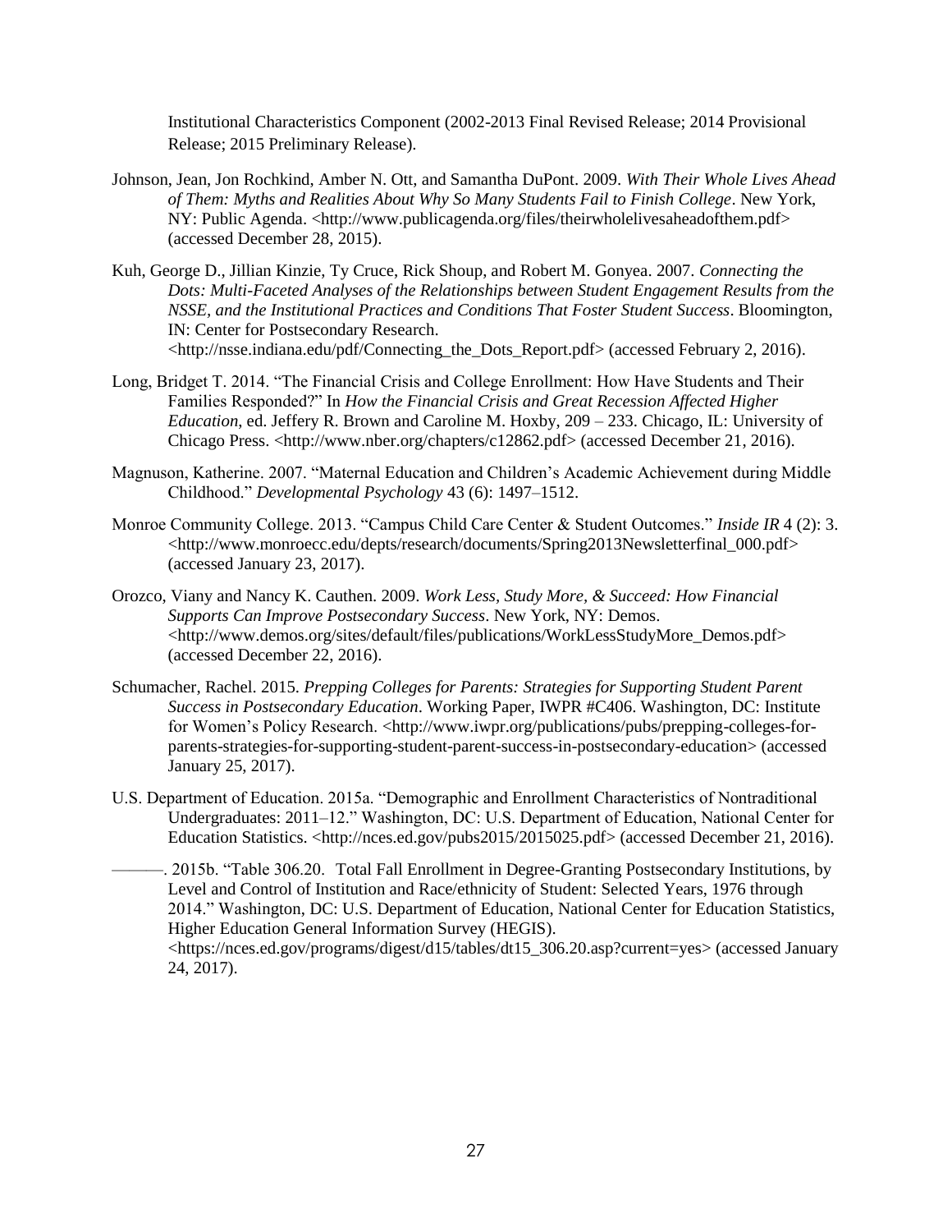Institutional Characteristics Component (2002-2013 Final Revised Release; 2014 Provisional Release; 2015 Preliminary Release).

Johnson, Jean, Jon Rochkind, Amber N. Ott, and Samantha DuPont. 2009. *With Their Whole Lives Ahead of Them: Myths and Realities About Why So Many Students Fail to Finish College*. New York, NY: Public Agenda. <http://www.publicagenda.org/files/theirwholelivesaheadofthem.pdf> (accessed December 28, 2015).

Kuh, George D., Jillian Kinzie, Ty Cruce, Rick Shoup, and Robert M. Gonyea. 2007. *Connecting the Dots: Multi-Faceted Analyses of the Relationships between Student Engagement Results from the NSSE, and the Institutional Practices and Conditions That Foster Student Success*. Bloomington, IN: Center for Postsecondary Research. <http://nsse.indiana.edu/pdf/Connecting_the_Dots_Report.pdf> (accessed February 2, 2016).

Long, Bridget T. 2014. "The Financial Crisis and College Enrollment: How Have Students and Their Families Responded?" In *How the Financial Crisis and Great Recession Affected Higher Education*, ed. Jeffery R. Brown and Caroline M. Hoxby, 209 – 233. Chicago, IL: University of Chicago Press. <http://www.nber.org/chapters/c12862.pdf> (accessed December 21, 2016).

Magnuson, Katherine. 2007. "Maternal Education and Children's Academic Achievement during Middle Childhood." *Developmental Psychology* 43 (6): 1497–1512.

Monroe Community College. 2013. "Campus Child Care Center & Student Outcomes." *Inside IR* 4 (2): 3. <http://www.monroecc.edu/depts/research/documents/Spring2013Newsletterfinal_000.pdf> (accessed January 23, 2017).

Orozco, Viany and Nancy K. Cauthen. 2009. *Work Less, Study More, & Succeed: How Financial Supports Can Improve Postsecondary Success*. New York, NY: Demos. <http://www.demos.org/sites/default/files/publications/WorkLessStudyMore_Demos.pdf> (accessed December 22, 2016).

Schumacher, Rachel. 2015. *Prepping Colleges for Parents: Strategies for Supporting Student Parent Success in Postsecondary Education*. Working Paper, IWPR #C406. Washington, DC: Institute for Women's Policy Research. <http://www.iwpr.org/publications/pubs/prepping-colleges-for-parents-strategies-for-supporting-student-parent-success-in-postsecondary-education> (accessed January 25, 2017).

U.S. Department of Education. 2015a. "Demographic and Enrollment Characteristics of Nontraditional Undergraduates: 2011–12." Washington, DC: U.S. Department of Education, National Center for Education Statistics. <http://nces.ed.gov/pubs2015/2015025.pdf> (accessed December 21, 2016).

———. 2015b. "Table 306.20. Total Fall Enrollment in Degree-Granting Postsecondary Institutions, by Level and Control of Institution and Race/ethnicity of Student: Selected Years, 1976 through 2014." Washington, DC: U.S. Department of Education, National Center for Education Statistics, Higher Education General Information Survey (HEGIS). <https://nces.ed.gov/programs/digest/d15/tables/dt15_306.20.asp?current=yes> (accessed January 24, 2017).